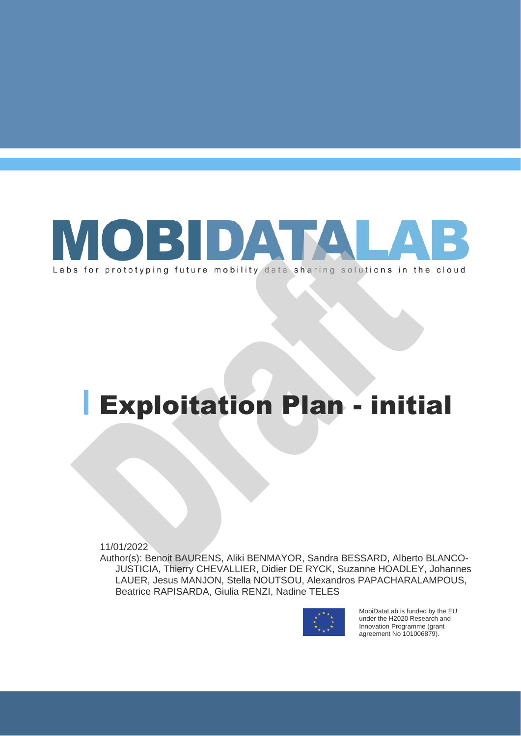# MOBIDATALAB

Labs for prototyping future mobility data sharing solutions in the cloud

# Exploitation Plan - initial

11/01/2022

Author(s): Benoit BAURENS, Aliki BENMAYOR, Sandra BESSARD, Alberto BLANCO-JUSTICIA, Thierry CHEVALLIER, Didier DE RYCK, Suzanne HOADLEY, Johannes LAUER, Jesus MANJON, Stella NOUTSOU, Alexandros PAPACHARALAMPOUS, Beatrice RAPISARDA, Giulia RENZI, Nadine TELES

MobiDataLab is funded by the EU under the H2020 Research and Innovation Programme (grant agreement No 101006879).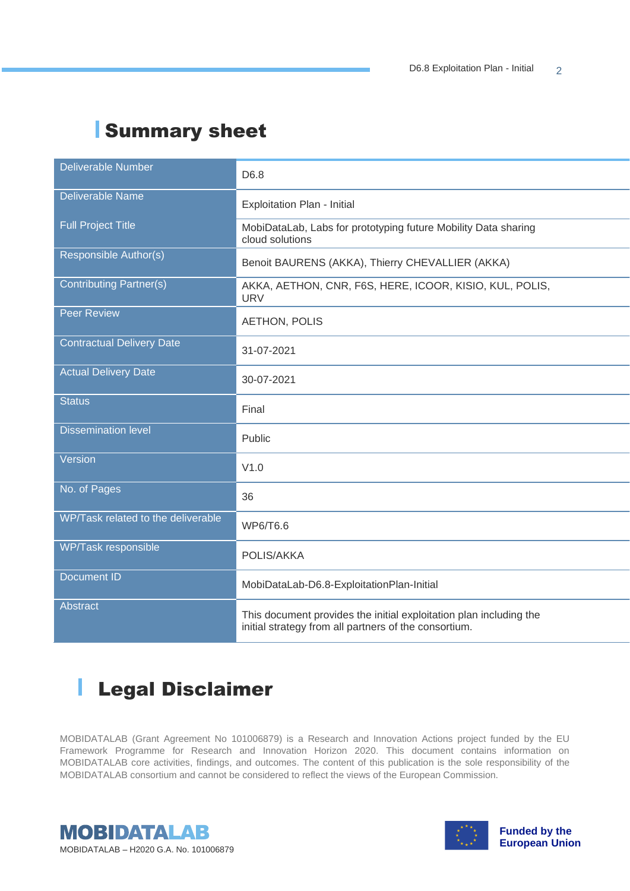# Summary sheet

| | |
|---|---|
| Deliverable Number | D6.8 |
| Deliverable Name | Exploitation Plan - Initial |
| Full Project Title | MobiDataLab, Labs for prototyping future Mobility Data sharing cloud solutions |
| Responsible Author(s) | Benoit BAURENS (AKKA), Thierry CHEVALLIER (AKKA) |
| Contributing Partner(s) | AKKA, AETHON, CNR, F6S, HERE, ICOOR, KISIO, KUL, POLIS, URV |
| Peer Review | AETHON, POLIS |
| Contractual Delivery Date | 31-07-2021 |
| Actual Delivery Date | 30-07-2021 |
| Status | Final |
| Dissemination level | Public |
| Version | V1.0 |
| No. of Pages | 36 |
| WP/Task related to the deliverable | WP6/T6.6 |
| WP/Task responsible | POLIS/AKKA |
| Document ID | MobiDataLab-D6.8-ExploitationPlan-Initial |
| Abstract | This document provides the initial exploitation plan including the initial strategy from all partners of the consortium. |

# Legal Disclaimer

MOBIDATALAB (Grant Agreement No 101006879) is a Research and Innovation Actions project funded by the EU Framework Programme for Research and Innovation Horizon 2020. This document contains information on MOBIDATALAB core activities, findings, and outcomes. The content of this publication is the sole responsibility of the MOBIDATALAB consortium and cannot be considered to reflect the views of the European Commission.

MOBIDATALAB

MOBIDATALAB – H2020 G.A. No. 101006879

Funded by the European Union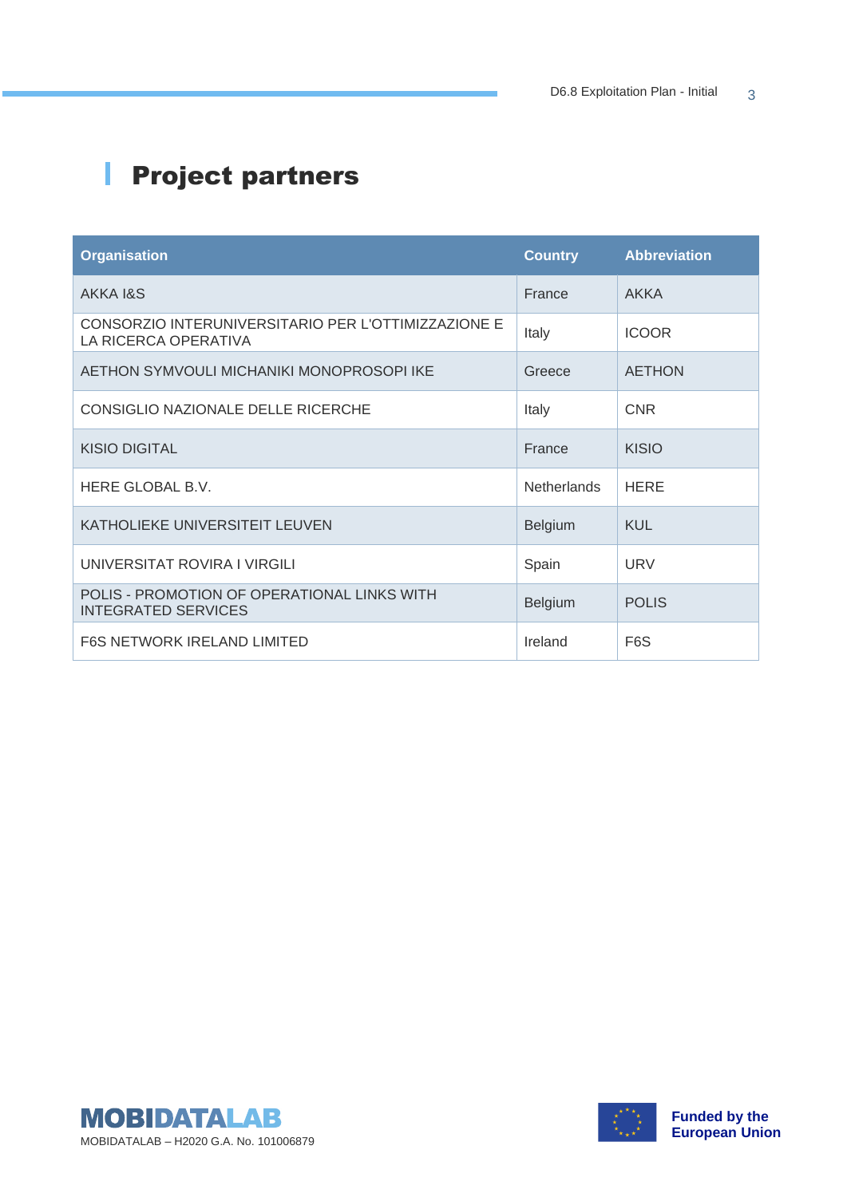# Project partners

| Organisation | Country | Abbreviation |
|---|---|---|
| AKKA I&S | France | AKKA |
| CONSORZIO INTERUNIVERSITARIO PER L'OTTIMIZZAZIONE E LA RICERCA OPERATIVA | Italy | ICOOR |
| AETHON SYMVOULI MICHANIKI MONOPROSOPI IKE | Greece | AETHON |
| CONSIGLIO NAZIONALE DELLE RICERCHE | Italy | CNR |
| KISIO DIGITAL | France | KISIO |
| HERE GLOBAL B.V. | Netherlands | HERE |
| KATHOLIEKE UNIVERSITEIT LEUVEN | Belgium | KUL |
| UNIVERSITAT ROVIRA I VIRGILI | Spain | URV |
| POLIS - PROMOTION OF OPERATIONAL LINKS WITH INTEGRATED SERVICES | Belgium | POLIS |
| F6S NETWORK IRELAND LIMITED | Ireland | F6S |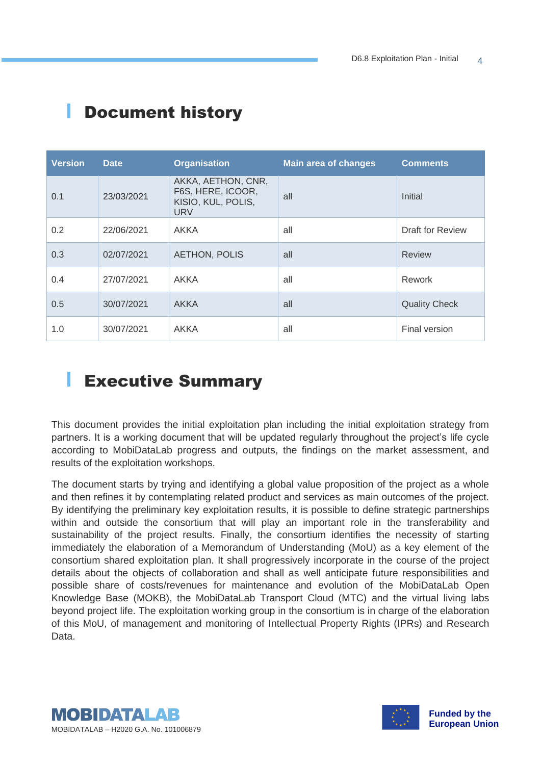# Document history

| Version | Date | Organisation | Main area of changes | Comments |
|---|---|---|---|---|
| 0.1 | 23/03/2021 | AKKA, AETHON, CNR, F6S, HERE, ICOOR, KISIO, KUL, POLIS, URV | all | Initial |
| 0.2 | 22/06/2021 | AKKA | all | Draft for Review |
| 0.3 | 02/07/2021 | AETHON, POLIS | all | Review |
| 0.4 | 27/07/2021 | AKKA | all | Rework |
| 0.5 | 30/07/2021 | AKKA | all | Quality Check |
| 1.0 | 30/07/2021 | AKKA | all | Final version |

# Executive Summary

This document provides the initial exploitation plan including the initial exploitation strategy from partners. It is a working document that will be updated regularly throughout the project's life cycle according to MobiDataLab progress and outputs, the findings on the market assessment, and results of the exploitation workshops.

The document starts by trying and identifying a global value proposition of the project as a whole and then refines it by contemplating related product and services as main outcomes of the project. By identifying the preliminary key exploitation results, it is possible to define strategic partnerships within and outside the consortium that will play an important role in the transferability and sustainability of the project results. Finally, the consortium identifies the necessity of starting immediately the elaboration of a Memorandum of Understanding (MoU) as a key element of the consortium shared exploitation plan. It shall progressively incorporate in the course of the project details about the objects of collaboration and shall as well anticipate future responsibilities and possible share of costs/revenues for maintenance and evolution of the MobiDataLab Open Knowledge Base (MOKB), the MobiDataLab Transport Cloud (MTC) and the virtual living labs beyond project life. The exploitation working group in the consortium is in charge of the elaboration of this MoU, of management and monitoring of Intellectual Property Rights (IPRs) and Research Data.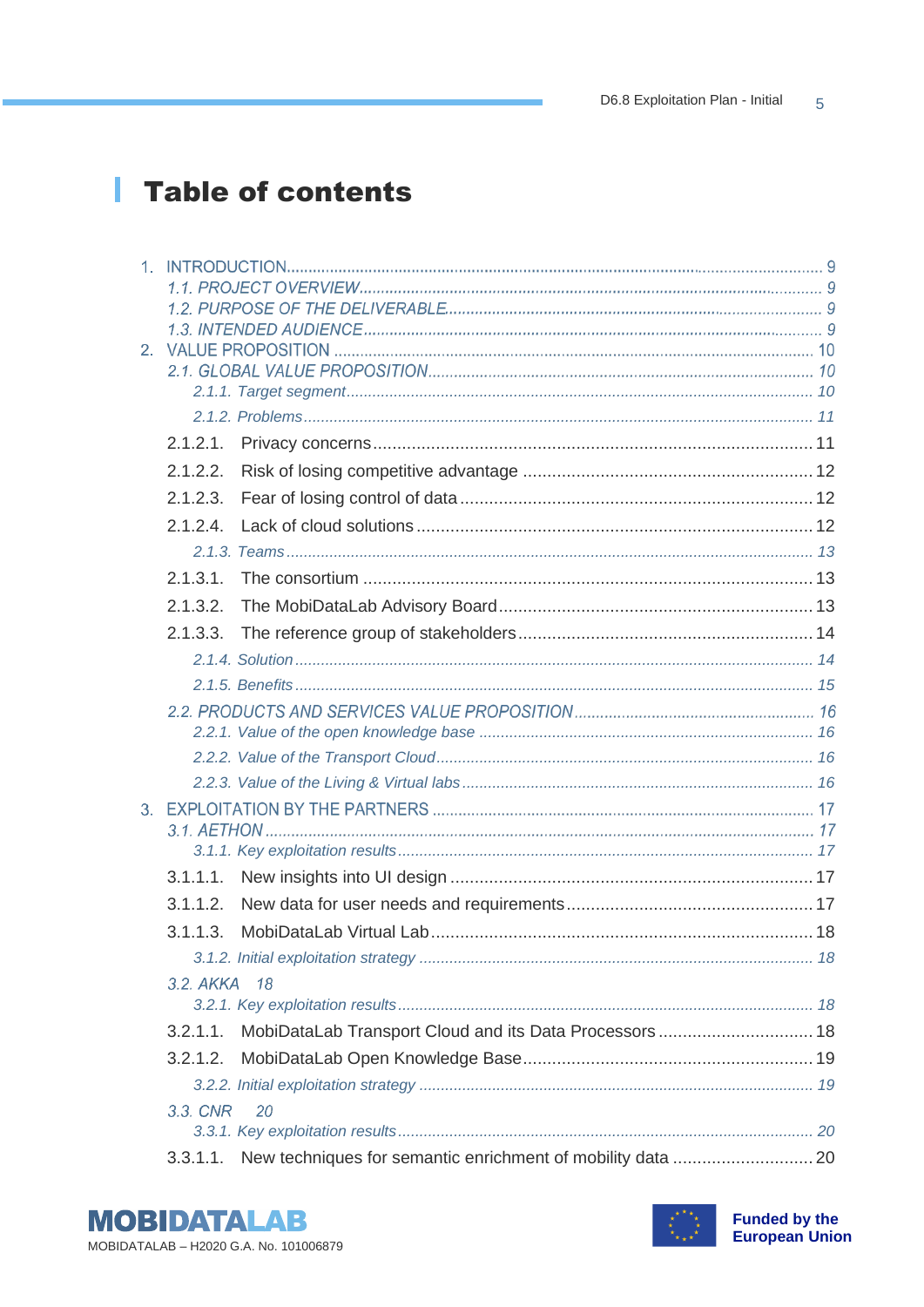# Table of contents

1. INTRODUCTION ........................................................................................................ 9
   1.1. PROJECT OVERVIEW ........................................................................................ 9
   1.2. PURPOSE OF THE DELIVERABLE ................................................................... 9
   1.3. INTENDED AUDIENCE ....................................................................................... 9
2. VALUE PROPOSITION ............................................................................................ 10
   2.1. GLOBAL VALUE PROPOSITION ....................................................................... 10
      2.1.1. Target segment ............................................................................................ 10
      2.1.2. Problems ...................................................................................................... 11
   2.1.2.1. Privacy concerns ......................................................................................... 11
   2.1.2.2. Risk of losing competitive advantage ........................................................... 12
   2.1.2.3. Fear of losing control of data ....................................................................... 12
   2.1.2.4. Lack of cloud solutions ................................................................................ 12
      2.1.3. Teams .......................................................................................................... 13
   2.1.3.1. The consortium ............................................................................................ 13
   2.1.3.2. The MobiDataLab Advisory Board ................................................................ 13
   2.1.3.3. The reference group of stakeholders ............................................................ 14
      2.1.4. Solution ........................................................................................................ 14
      2.1.5. Benefits ........................................................................................................ 15
   2.2. PRODUCTS AND SERVICES VALUE PROPOSITION ....................................... 16
      2.2.1. Value of the open knowledge base .............................................................. 16
      2.2.2. Value of the Transport Cloud ........................................................................ 16
      2.2.3. Value of the Living & Virtual labs .................................................................. 16
3. EXPLOITATION BY THE PARTNERS ..................................................................... 17
   3.1. AETHON ............................................................................................................ 17
      3.1.1. Key exploitation results ................................................................................ 17
   3.1.1.1. New insights into UI design .......................................................................... 17
   3.1.1.2. New data for user needs and requirements .................................................. 17
   3.1.1.3. MobiDataLab Virtual Lab .............................................................................. 18
      3.1.2. Initial exploitation strategy ............................................................................ 18
   3.2. AKKA 18
      3.2.1. Key exploitation results ................................................................................ 18
   3.2.1.1. MobiDataLab Transport Cloud and its Data Processors ............................... 18
   3.2.1.2. MobiDataLab Open Knowledge Base ........................................................... 19
      3.2.2. Initial exploitation strategy ............................................................................ 19
   3.3. CNR 20
      3.3.1. Key exploitation results ................................................................................ 20
   3.3.1.1. New techniques for semantic enrichment of mobility data ............................ 20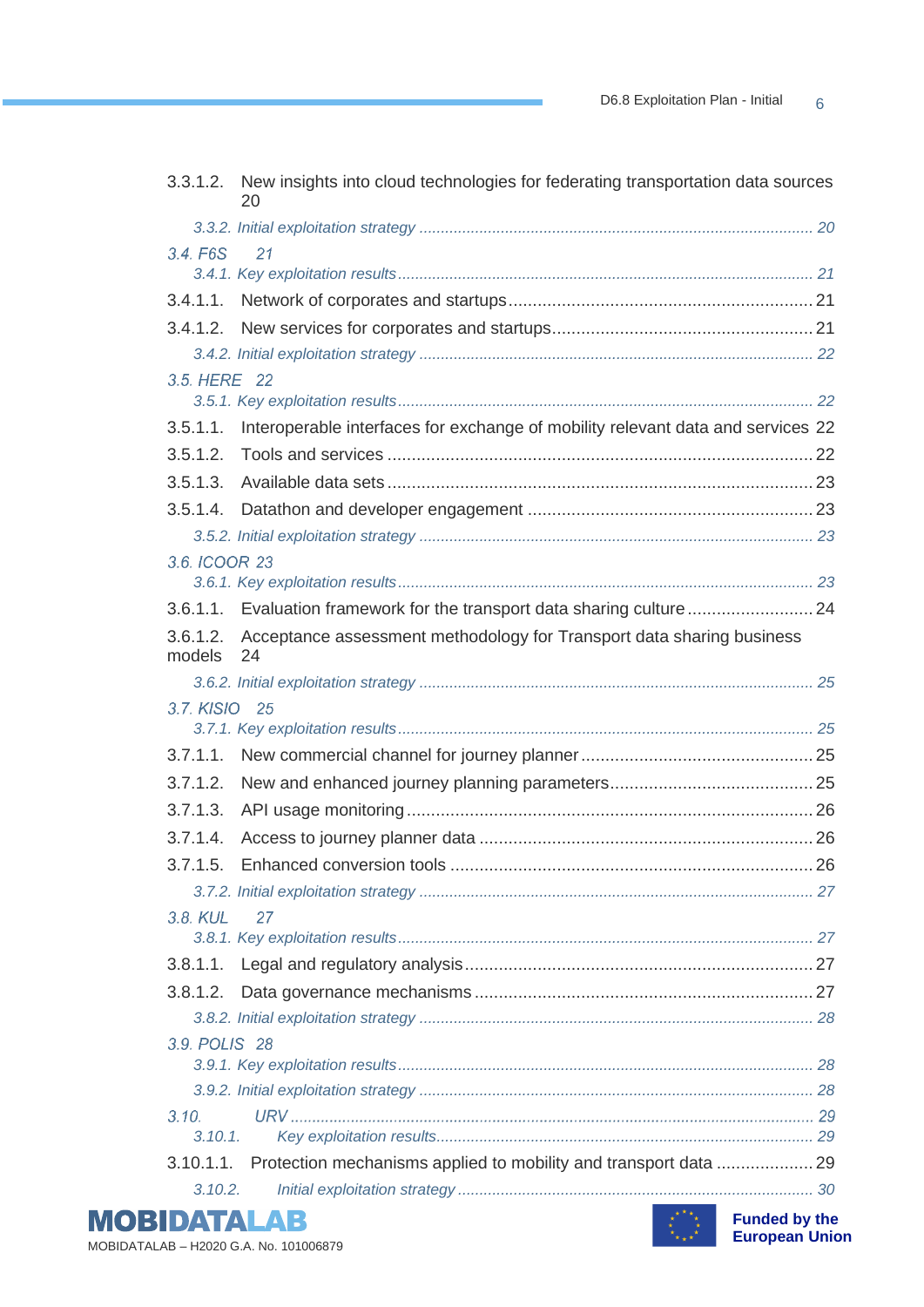3.3.1.2. New insights into cloud technologies for federating transportation data sources 20

3.3.2. Initial exploitation strategy ........................................................................................ 20

3.4. F6S 21

3.4.1. Key exploitation results................................................................................................ 21

3.4.1.1. Network of corporates and startups................................................................ 21

3.4.1.2. New services for corporates and startups...................................................... 21

3.4.2. Initial exploitation strategy ........................................................................................ 22

3.5. HERE 22

3.5.1. Key exploitation results................................................................................................ 22

3.5.1.1. Interoperable interfaces for exchange of mobility relevant data and services 22

3.5.1.2. Tools and services ............................................................................................. 22

3.5.1.3. Available data sets............................................................................................. 23

3.5.1.4. Datathon and developer engagement .............................................................. 23

3.5.2. Initial exploitation strategy ........................................................................................ 23

3.6. ICOOR 23

3.6.1. Key exploitation results................................................................................................ 23

3.6.1.1. Evaluation framework for the transport data sharing culture.......................... 24

3.6.1.2. Acceptance assessment methodology for Transport data sharing business models 24

3.6.2. Initial exploitation strategy ........................................................................................ 25

3.7. KISIO 25

3.7.1. Key exploitation results................................................................................................ 25

3.7.1.1. New commercial channel for journey planner................................................ 25

3.7.1.2. New and enhanced journey planning parameters.......................................... 25

3.7.1.3. API usage monitoring........................................................................................ 26

3.7.1.4. Access to journey planner data ........................................................................ 26

3.7.1.5. Enhanced conversion tools .............................................................................. 26

3.7.2. Initial exploitation strategy ........................................................................................ 27

3.8. KUL 27

3.8.1. Key exploitation results................................................................................................ 27

3.8.1.1. Legal and regulatory analysis........................................................................... 27

3.8.1.2. Data governance mechanisms .......................................................................... 27

3.8.2. Initial exploitation strategy ........................................................................................ 28

3.9. POLIS 28

3.9.1. Key exploitation results................................................................................................ 28

3.9.2. Initial exploitation strategy ........................................................................................ 28

3.10. URV ........................................................................................................................... 29

3.10.1. Key exploitation results........................................................................................... 29

3.10.1.1. Protection mechanisms applied to mobility and transport data .................... 29

3.10.2. Initial exploitation strategy ..................................................................................... 30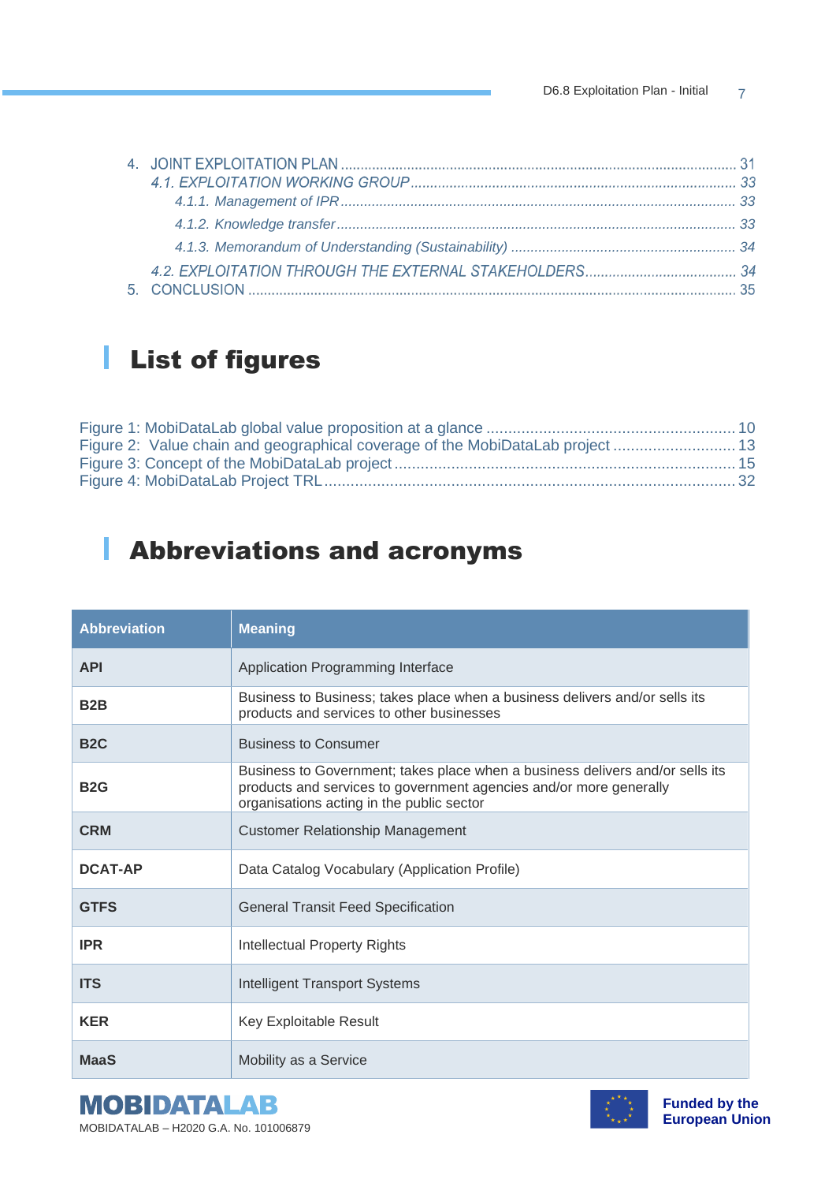4. JOINT EXPLOITATION PLAN ........................................................................................................ 31
   *4.1. EXPLOITATION WORKING GROUP* ........................................................................................ 33
      *4.1.1. Management of IPR* ........................................................................................................ 33
      *4.1.2. Knowledge transfer* ........................................................................................................ 33
      *4.1.3. Memorandum of Understanding (Sustainability)* ............................................................ 34
   *4.2. EXPLOITATION THROUGH THE EXTERNAL STAKEHOLDERS* ........................................... 34
5. CONCLUSION .............................................................................................................................. 35

# List of figures

Figure 1: MobiDataLab global value proposition at a glance ............................................................ 10
Figure 2: Value chain and geographical coverage of the MobiDataLab project ................................ 13
Figure 3: Concept of the MobiDataLab project ................................................................................. 15
Figure 4: MobiDataLab Project TRL ................................................................................................... 32

# Abbreviations and acronyms

| Abbreviation | Meaning |
|---|---|
| **API** | Application Programming Interface |
| **B2B** | Business to Business; takes place when a business delivers and/or sells its products and services to other businesses |
| **B2C** | Business to Consumer |
| **B2G** | Business to Government; takes place when a business delivers and/or sells its products and services to government agencies and/or more generally organisations acting in the public sector |
| **CRM** | Customer Relationship Management |
| **DCAT-AP** | Data Catalog Vocabulary (Application Profile) |
| **GTFS** | General Transit Feed Specification |
| **IPR** | Intellectual Property Rights |
| **ITS** | Intelligent Transport Systems |
| **KER** | Key Exploitable Result |
| **MaaS** | Mobility as a Service |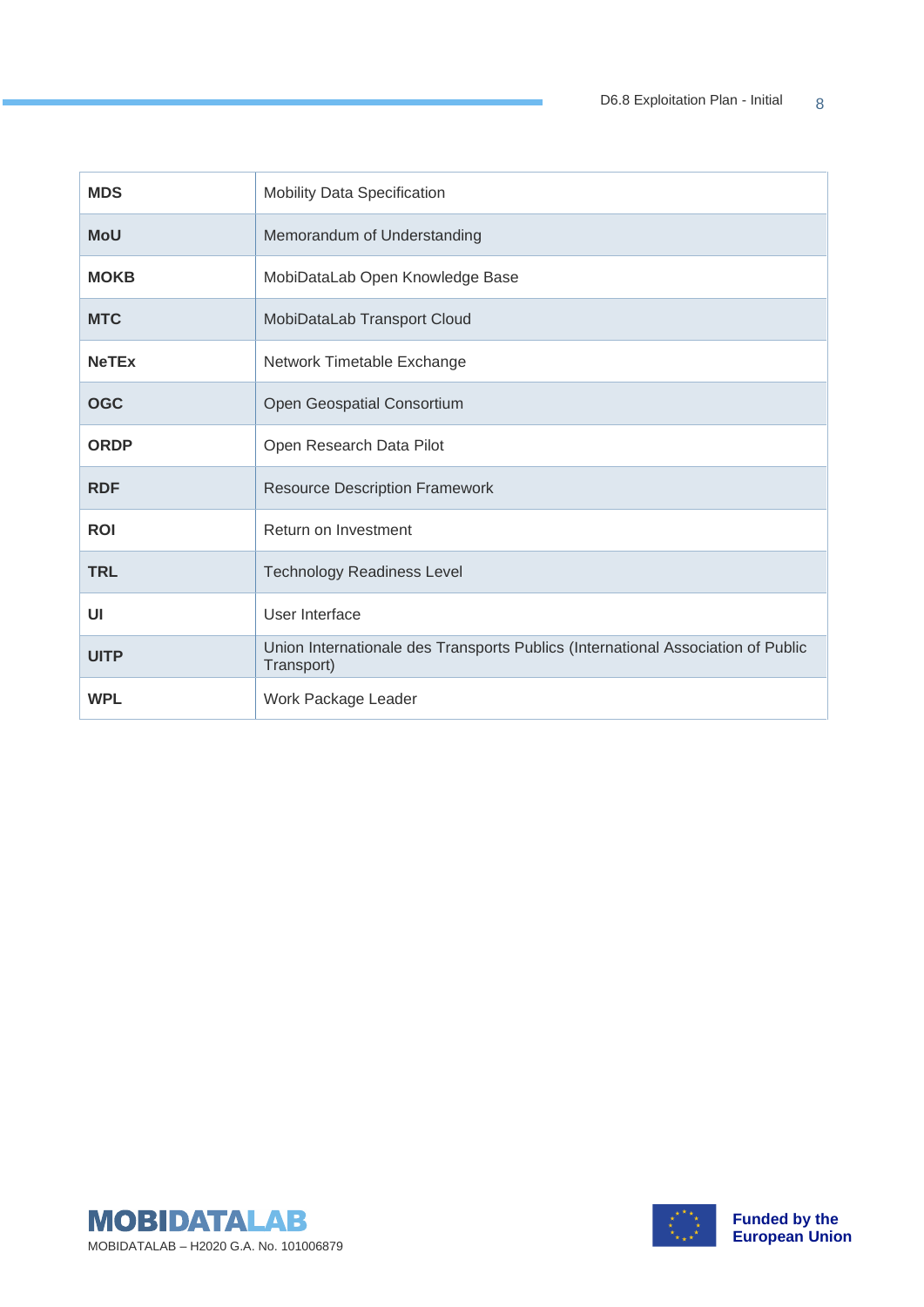| | |
|---|---|
| **MDS** | Mobility Data Specification |
| **MoU** | Memorandum of Understanding |
| **MOKB** | MobiDataLab Open Knowledge Base |
| **MTC** | MobiDataLab Transport Cloud |
| **NeTEx** | Network Timetable Exchange |
| **OGC** | Open Geospatial Consortium |
| **ORDP** | Open Research Data Pilot |
| **RDF** | Resource Description Framework |
| **ROI** | Return on Investment |
| **TRL** | Technology Readiness Level |
| **UI** | User Interface |
| **UITP** | Union Internationale des Transports Publics (International Association of Public Transport) |
| **WPL** | Work Package Leader |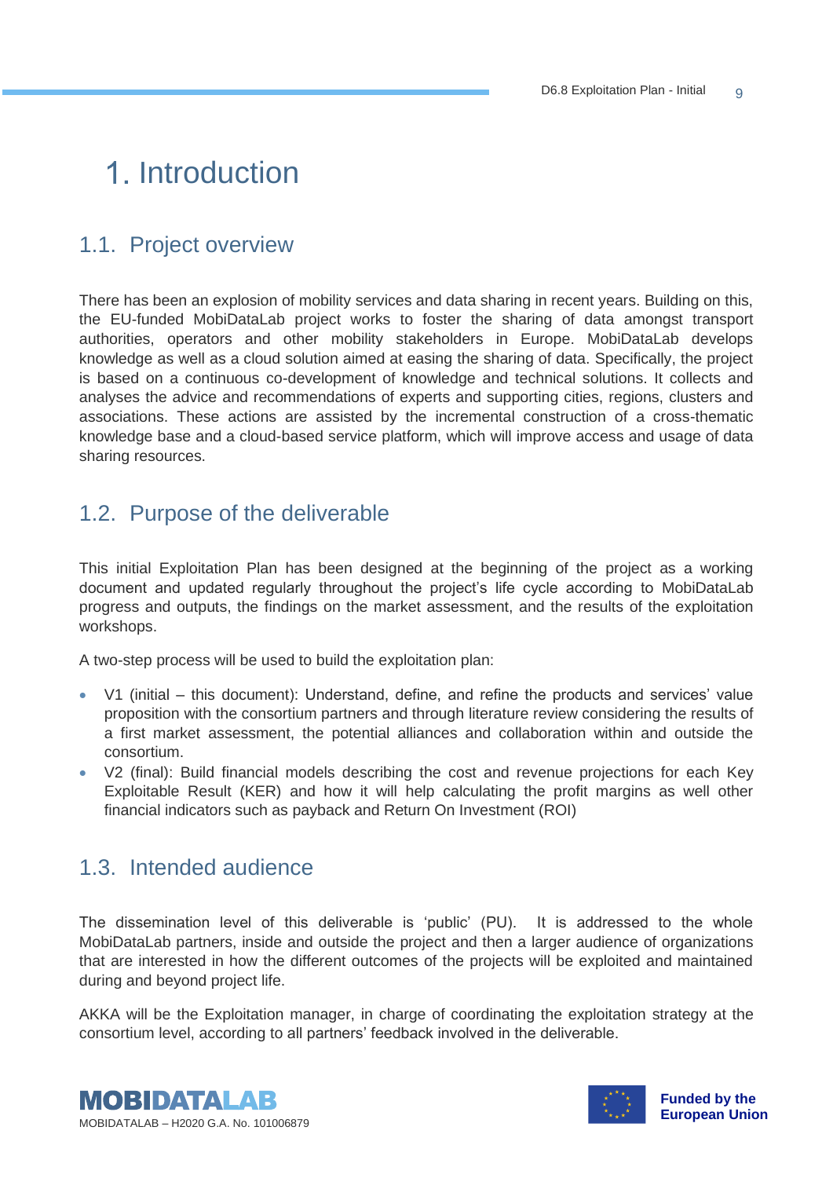# 1. Introduction

## 1.1. Project overview

There has been an explosion of mobility services and data sharing in recent years. Building on this, the EU-funded MobiDataLab project works to foster the sharing of data amongst transport authorities, operators and other mobility stakeholders in Europe. MobiDataLab develops knowledge as well as a cloud solution aimed at easing the sharing of data. Specifically, the project is based on a continuous co-development of knowledge and technical solutions. It collects and analyses the advice and recommendations of experts and supporting cities, regions, clusters and associations. These actions are assisted by the incremental construction of a cross-thematic knowledge base and a cloud-based service platform, which will improve access and usage of data sharing resources.

## 1.2. Purpose of the deliverable

This initial Exploitation Plan has been designed at the beginning of the project as a working document and updated regularly throughout the project's life cycle according to MobiDataLab progress and outputs, the findings on the market assessment, and the results of the exploitation workshops.

A two-step process will be used to build the exploitation plan:

- V1 (initial – this document): Understand, define, and refine the products and services' value proposition with the consortium partners and through literature review considering the results of a first market assessment, the potential alliances and collaboration within and outside the consortium.
- V2 (final): Build financial models describing the cost and revenue projections for each Key Exploitable Result (KER) and how it will help calculating the profit margins as well other financial indicators such as payback and Return On Investment (ROI)

## 1.3. Intended audience

The dissemination level of this deliverable is 'public' (PU). It is addressed to the whole MobiDataLab partners, inside and outside the project and then a larger audience of organizations that are interested in how the different outcomes of the projects will be exploited and maintained during and beyond project life.

AKKA will be the Exploitation manager, in charge of coordinating the exploitation strategy at the consortium level, according to all partners' feedback involved in the deliverable.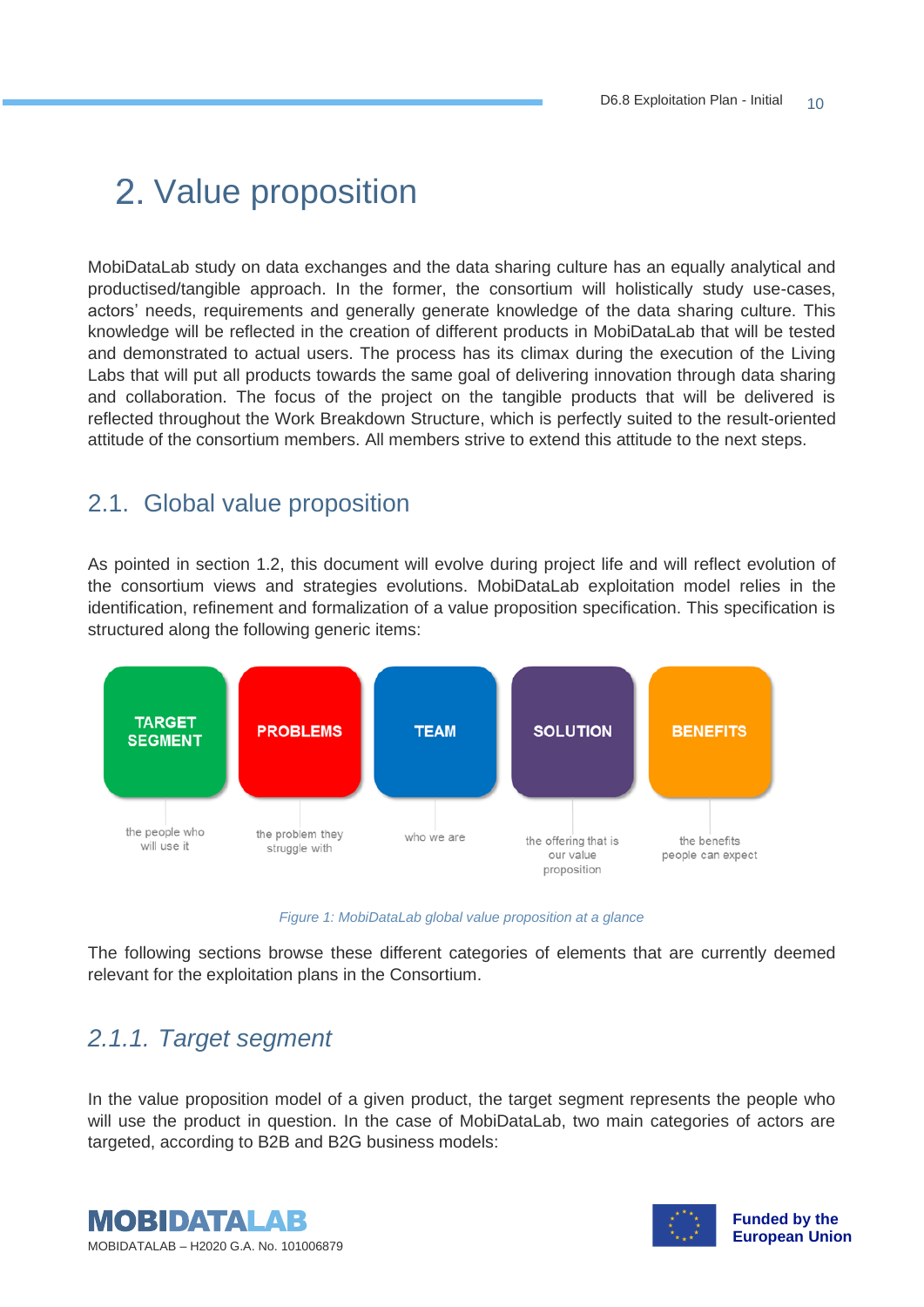# 2. Value proposition

MobiDataLab study on data exchanges and the data sharing culture has an equally analytical and productised/tangible approach. In the former, the consortium will holistically study use-cases, actors' needs, requirements and generally generate knowledge of the data sharing culture. This knowledge will be reflected in the creation of different products in MobiDataLab that will be tested and demonstrated to actual users. The process has its climax during the execution of the Living Labs that will put all products towards the same goal of delivering innovation through data sharing and collaboration. The focus of the project on the tangible products that will be delivered is reflected throughout the Work Breakdown Structure, which is perfectly suited to the result-oriented attitude of the consortium members. All members strive to extend this attitude to the next steps.

## 2.1. Global value proposition

As pointed in section 1.2, this document will evolve during project life and will reflect evolution of the consortium views and strategies evolutions. MobiDataLab exploitation model relies in the identification, refinement and formalization of a value proposition specification. This specification is structured along the following generic items:

| TARGET SEGMENT | PROBLEMS | TEAM | SOLUTION | BENEFITS |
| --- | --- | --- | --- | --- |
| the people who will use it | the problem they struggle with | who we are | the offering that is our value proposition | the benefits people can expect |

*Figure 1: MobiDataLab global value proposition at a glance*

The following sections browse these different categories of elements that are currently deemed relevant for the exploitation plans in the Consortium.

### *2.1.1. Target segment*

In the value proposition model of a given product, the target segment represents the people who will use the product in question. In the case of MobiDataLab, two main categories of actors are targeted, according to B2B and B2G business models: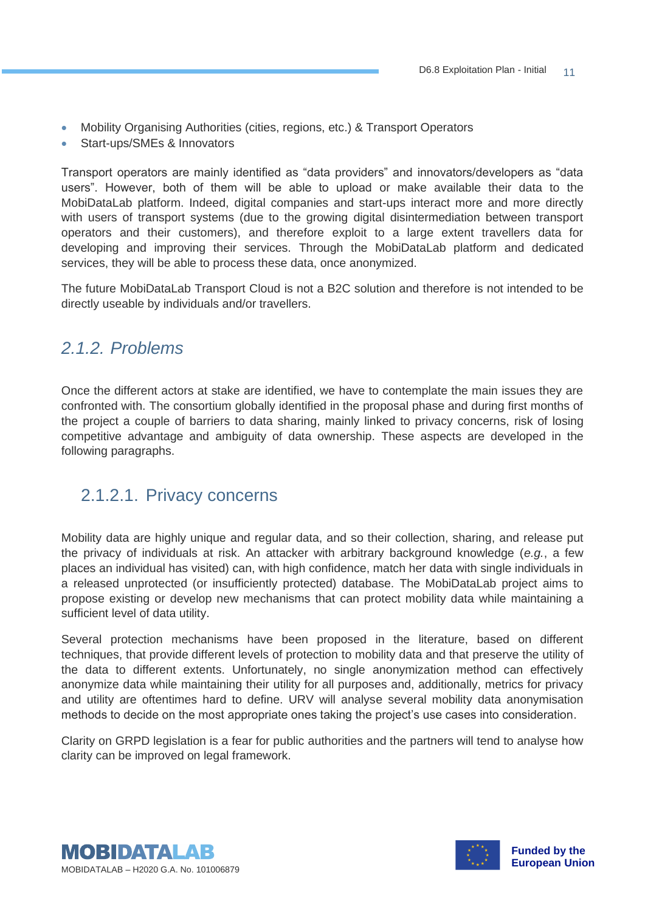- Mobility Organising Authorities (cities, regions, etc.) & Transport Operators
- Start-ups/SMEs & Innovators

Transport operators are mainly identified as “data providers” and innovators/developers as “data users”. However, both of them will be able to upload or make available their data to the MobiDataLab platform. Indeed, digital companies and start-ups interact more and more directly with users of transport systems (due to the growing digital disintermediation between transport operators and their customers), and therefore exploit to a large extent travellers data for developing and improving their services. Through the MobiDataLab platform and dedicated services, they will be able to process these data, once anonymized.

The future MobiDataLab Transport Cloud is not a B2C solution and therefore is not intended to be directly useable by individuals and/or travellers.

### 2.1.2. Problems

Once the different actors at stake are identified, we have to contemplate the main issues they are confronted with. The consortium globally identified in the proposal phase and during first months of the project a couple of barriers to data sharing, mainly linked to privacy concerns, risk of losing competitive advantage and ambiguity of data ownership. These aspects are developed in the following paragraphs.

#### 2.1.2.1. Privacy concerns

Mobility data are highly unique and regular data, and so their collection, sharing, and release put the privacy of individuals at risk. An attacker with arbitrary background knowledge (*e.g.*, a few places an individual has visited) can, with high confidence, match her data with single individuals in a released unprotected (or insufficiently protected) database. The MobiDataLab project aims to propose existing or develop new mechanisms that can protect mobility data while maintaining a sufficient level of data utility.

Several protection mechanisms have been proposed in the literature, based on different techniques, that provide different levels of protection to mobility data and that preserve the utility of the data to different extents. Unfortunately, no single anonymization method can effectively anonymize data while maintaining their utility for all purposes and, additionally, metrics for privacy and utility are oftentimes hard to define. URV will analyse several mobility data anonymisation methods to decide on the most appropriate ones taking the project’s use cases into consideration.

Clarity on GRPD legislation is a fear for public authorities and the partners will tend to analyse how clarity can be improved on legal framework.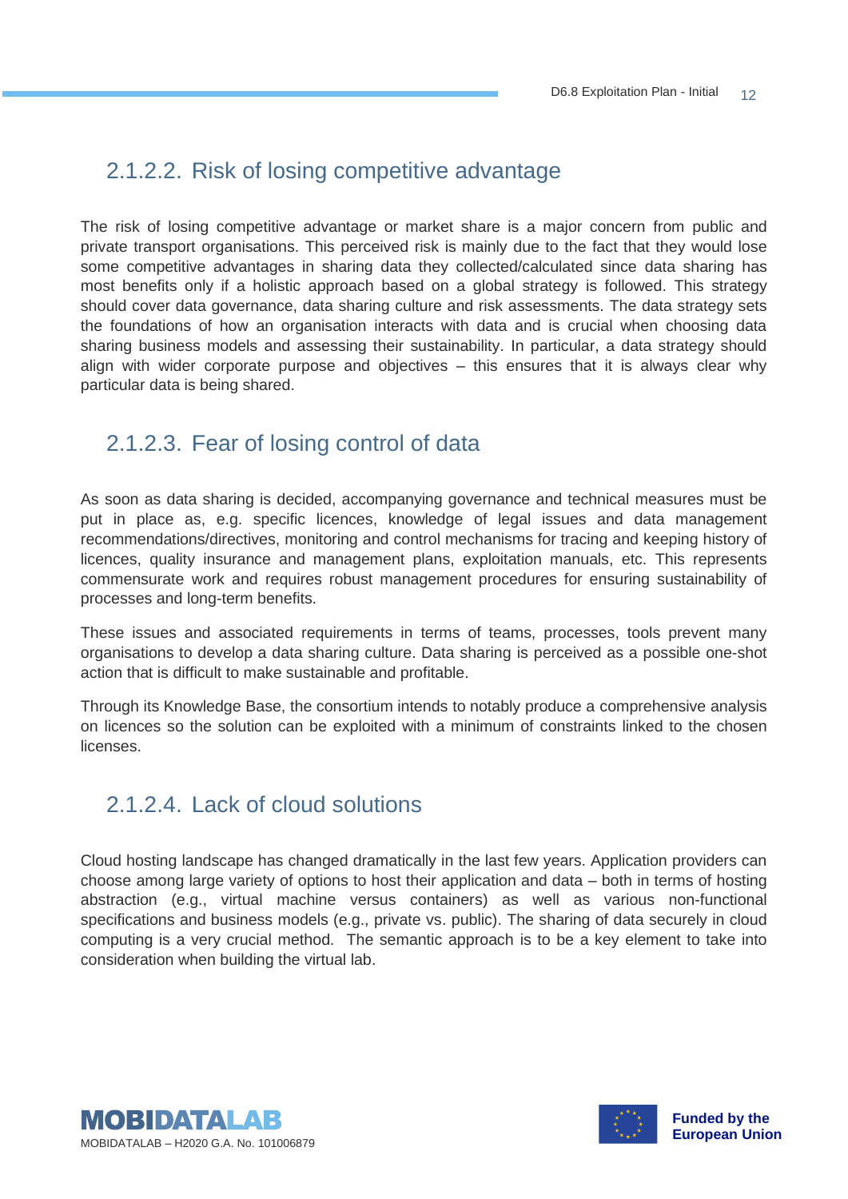#### 2.1.2.2. Risk of losing competitive advantage

The risk of losing competitive advantage or market share is a major concern from public and private transport organisations. This perceived risk is mainly due to the fact that they would lose some competitive advantages in sharing data they collected/calculated since data sharing has most benefits only if a holistic approach based on a global strategy is followed. This strategy should cover data governance, data sharing culture and risk assessments. The data strategy sets the foundations of how an organisation interacts with data and is crucial when choosing data sharing business models and assessing their sustainability. In particular, a data strategy should align with wider corporate purpose and objectives – this ensures that it is always clear why particular data is being shared.

#### 2.1.2.3. Fear of losing control of data

As soon as data sharing is decided, accompanying governance and technical measures must be put in place as, e.g. specific licences, knowledge of legal issues and data management recommendations/directives, monitoring and control mechanisms for tracing and keeping history of licences, quality insurance and management plans, exploitation manuals, etc. This represents commensurate work and requires robust management procedures for ensuring sustainability of processes and long-term benefits.

These issues and associated requirements in terms of teams, processes, tools prevent many organisations to develop a data sharing culture. Data sharing is perceived as a possible one-shot action that is difficult to make sustainable and profitable.

Through its Knowledge Base, the consortium intends to notably produce a comprehensive analysis on licences so the solution can be exploited with a minimum of constraints linked to the chosen licenses.

#### 2.1.2.4. Lack of cloud solutions

Cloud hosting landscape has changed dramatically in the last few years. Application providers can choose among large variety of options to host their application and data – both in terms of hosting abstraction (e.g., virtual machine versus containers) as well as various non-functional specifications and business models (e.g., private vs. public). The sharing of data securely in cloud computing is a very crucial method. The semantic approach is to be a key element to take into consideration when building the virtual lab.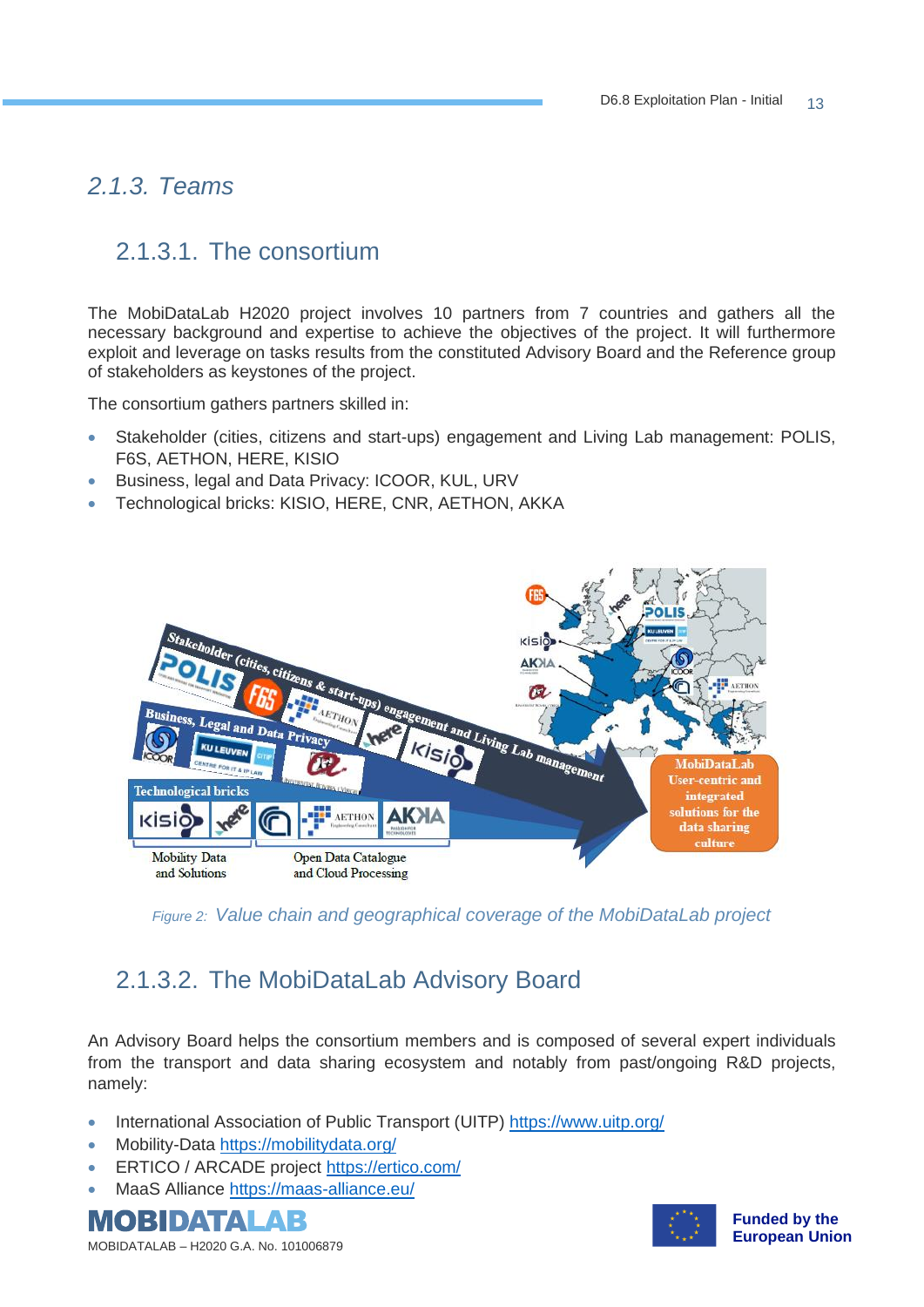### 2.1.3. Teams

#### 2.1.3.1. The consortium

The MobiDataLab H2020 project involves 10 partners from 7 countries and gathers all the necessary background and expertise to achieve the objectives of the project. It will furthermore exploit and leverage on tasks results from the constituted Advisory Board and the Reference group of stakeholders as keystones of the project.

The consortium gathers partners skilled in:

- Stakeholder (cities, citizens and start-ups) engagement and Living Lab management: POLIS, F6S, AETHON, HERE, KISIO
- Business, legal and Data Privacy: ICOOR, KUL, URV
- Technological bricks: KISIO, HERE, CNR, AETHON, AKKA

Figure 2: *Value chain and geographical coverage of the MobiDataLab project*

#### 2.1.3.2. The MobiDataLab Advisory Board

An Advisory Board helps the consortium members and is composed of several expert individuals from the transport and data sharing ecosystem and notably from past/ongoing R&D projects, namely:

- International Association of Public Transport (UITP) https://www.uitp.org/
- Mobility-Data https://mobilitydata.org/
- ERTICO / ARCADE project https://ertico.com/
- MaaS Alliance https://maas-alliance.eu/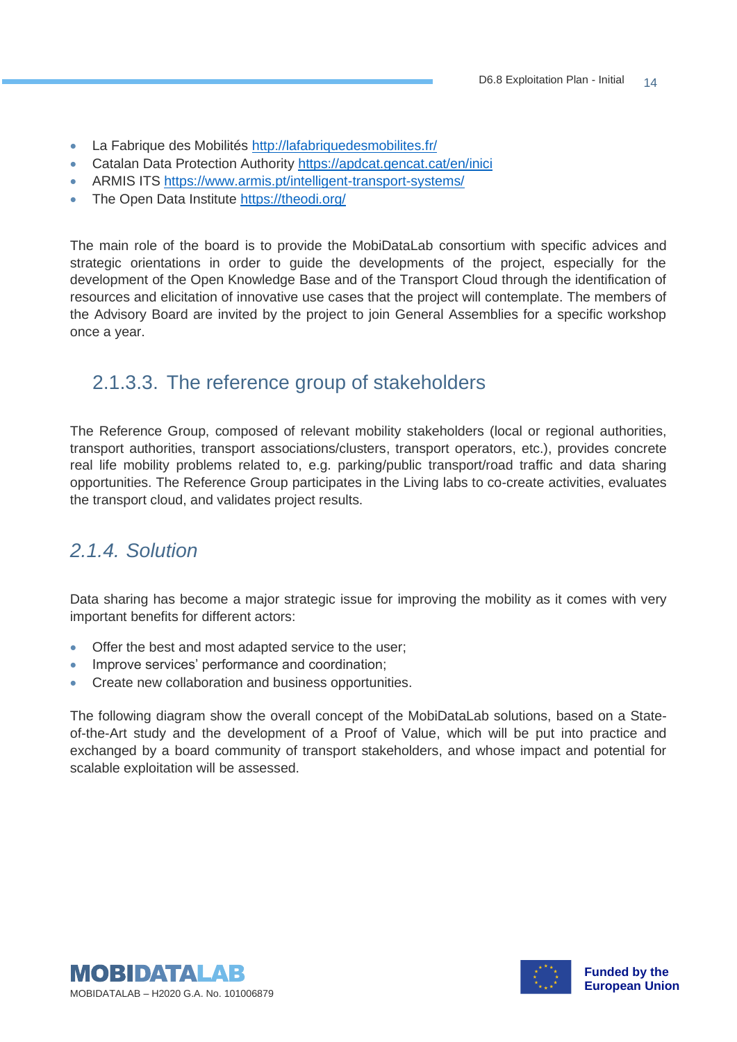- La Fabrique des Mobilités http://lafabriquedesmobilites.fr/
- Catalan Data Protection Authority https://apdcat.gencat.cat/en/inici
- ARMIS ITS https://www.armis.pt/intelligent-transport-systems/
- The Open Data Institute https://theodi.org/

The main role of the board is to provide the MobiDataLab consortium with specific advices and strategic orientations in order to guide the developments of the project, especially for the development of the Open Knowledge Base and of the Transport Cloud through the identification of resources and elicitation of innovative use cases that the project will contemplate. The members of the Advisory Board are invited by the project to join General Assemblies for a specific workshop once a year.

#### 2.1.3.3. The reference group of stakeholders

The Reference Group, composed of relevant mobility stakeholders (local or regional authorities, transport authorities, transport associations/clusters, transport operators, etc.), provides concrete real life mobility problems related to, e.g. parking/public transport/road traffic and data sharing opportunities. The Reference Group participates in the Living labs to co-create activities, evaluates the transport cloud, and validates project results.

### *2.1.4. Solution*

Data sharing has become a major strategic issue for improving the mobility as it comes with very important benefits for different actors:

- Offer the best and most adapted service to the user;
- Improve services' performance and coordination;
- Create new collaboration and business opportunities.

The following diagram show the overall concept of the MobiDataLab solutions, based on a State-of-the-Art study and the development of a Proof of Value, which will be put into practice and exchanged by a board community of transport stakeholders, and whose impact and potential for scalable exploitation will be assessed.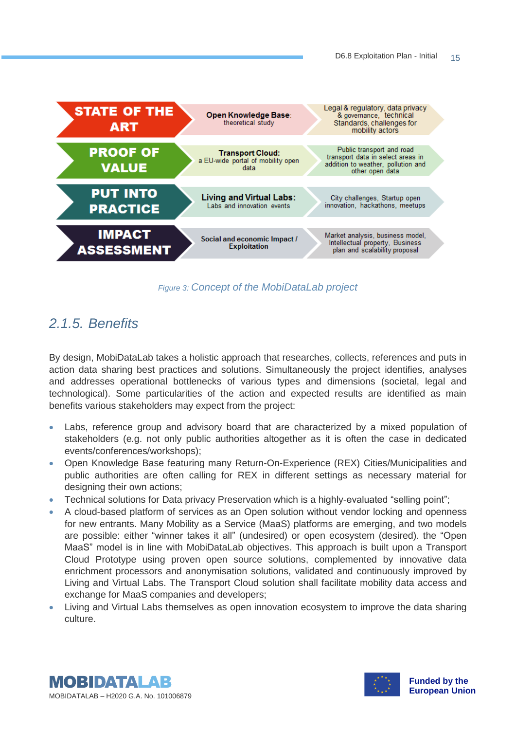| | | |
|---|---|---|
| **STATE OF THE ART** | **Open Knowledge Base**: theoretical study | Legal & regulatory, data privacy & governance, technical Standards, challenges for mobility actors |
| **PROOF OF VALUE** | **Transport Cloud:** a EU-wide portal of mobility open data | Public transport and road transport data in select areas in addition to weather, pollution and other open data |
| **PUT INTO PRACTICE** | **Living and Virtual Labs:** Labs and innovation events | City challenges, Startup open innovation, hackathons, meetups |
| **IMPACT ASSESSMENT** | **Social and economic Impact / Exploitation** | Market analysis, business model, Intellectual property, Business plan and scalability proposal |

*Figure 3: Concept of the MobiDataLab project*

## 2.1.5. Benefits

By design, MobiDataLab takes a holistic approach that researches, collects, references and puts in action data sharing best practices and solutions. Simultaneously the project identifies, analyses and addresses operational bottlenecks of various types and dimensions (societal, legal and technological). Some particularities of the action and expected results are identified as main benefits various stakeholders may expect from the project:

- Labs, reference group and advisory board that are characterized by a mixed population of stakeholders (e.g. not only public authorities altogether as it is often the case in dedicated events/conferences/workshops);
- Open Knowledge Base featuring many Return-On-Experience (REX) Cities/Municipalities and public authorities are often calling for REX in different settings as necessary material for designing their own actions;
- Technical solutions for Data privacy Preservation which is a highly-evaluated “selling point”;
- A cloud-based platform of services as an Open solution without vendor locking and openness for new entrants. Many Mobility as a Service (MaaS) platforms are emerging, and two models are possible: either “winner takes it all” (undesired) or open ecosystem (desired). the “Open MaaS” model is in line with MobiDataLab objectives. This approach is built upon a Transport Cloud Prototype using proven open source solutions, complemented by innovative data enrichment processors and anonymisation solutions, validated and continuously improved by Living and Virtual Labs. The Transport Cloud solution shall facilitate mobility data access and exchange for MaaS companies and developers;
- Living and Virtual Labs themselves as open innovation ecosystem to improve the data sharing culture.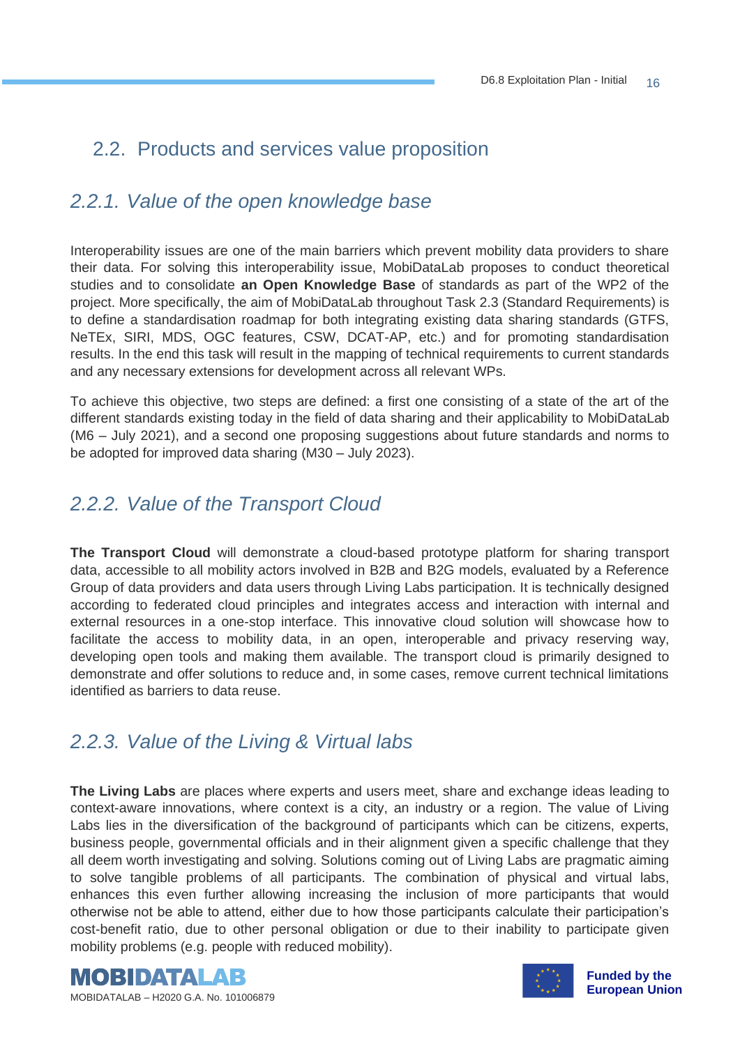## 2.2. Products and services value proposition

### *2.2.1. Value of the open knowledge base*

Interoperability issues are one of the main barriers which prevent mobility data providers to share their data. For solving this interoperability issue, MobiDataLab proposes to conduct theoretical studies and to consolidate **an Open Knowledge Base** of standards as part of the WP2 of the project. More specifically, the aim of MobiDataLab throughout Task 2.3 (Standard Requirements) is to define a standardisation roadmap for both integrating existing data sharing standards (GTFS, NeTEx, SIRI, MDS, OGC features, CSW, DCAT-AP, etc.) and for promoting standardisation results. In the end this task will result in the mapping of technical requirements to current standards and any necessary extensions for development across all relevant WPs.

To achieve this objective, two steps are defined: a first one consisting of a state of the art of the different standards existing today in the field of data sharing and their applicability to MobiDataLab (M6 – July 2021), and a second one proposing suggestions about future standards and norms to be adopted for improved data sharing (M30 – July 2023).

### *2.2.2. Value of the Transport Cloud*

**The Transport Cloud** will demonstrate a cloud-based prototype platform for sharing transport data, accessible to all mobility actors involved in B2B and B2G models, evaluated by a Reference Group of data providers and data users through Living Labs participation. It is technically designed according to federated cloud principles and integrates access and interaction with internal and external resources in a one-stop interface. This innovative cloud solution will showcase how to facilitate the access to mobility data, in an open, interoperable and privacy reserving way, developing open tools and making them available. The transport cloud is primarily designed to demonstrate and offer solutions to reduce and, in some cases, remove current technical limitations identified as barriers to data reuse.

### *2.2.3. Value of the Living & Virtual labs*

**The Living Labs** are places where experts and users meet, share and exchange ideas leading to context-aware innovations, where context is a city, an industry or a region. The value of Living Labs lies in the diversification of the background of participants which can be citizens, experts, business people, governmental officials and in their alignment given a specific challenge that they all deem worth investigating and solving. Solutions coming out of Living Labs are pragmatic aiming to solve tangible problems of all participants. The combination of physical and virtual labs, enhances this even further allowing increasing the inclusion of more participants that would otherwise not be able to attend, either due to how those participants calculate their participation's cost-benefit ratio, due to other personal obligation or due to their inability to participate given mobility problems (e.g. people with reduced mobility).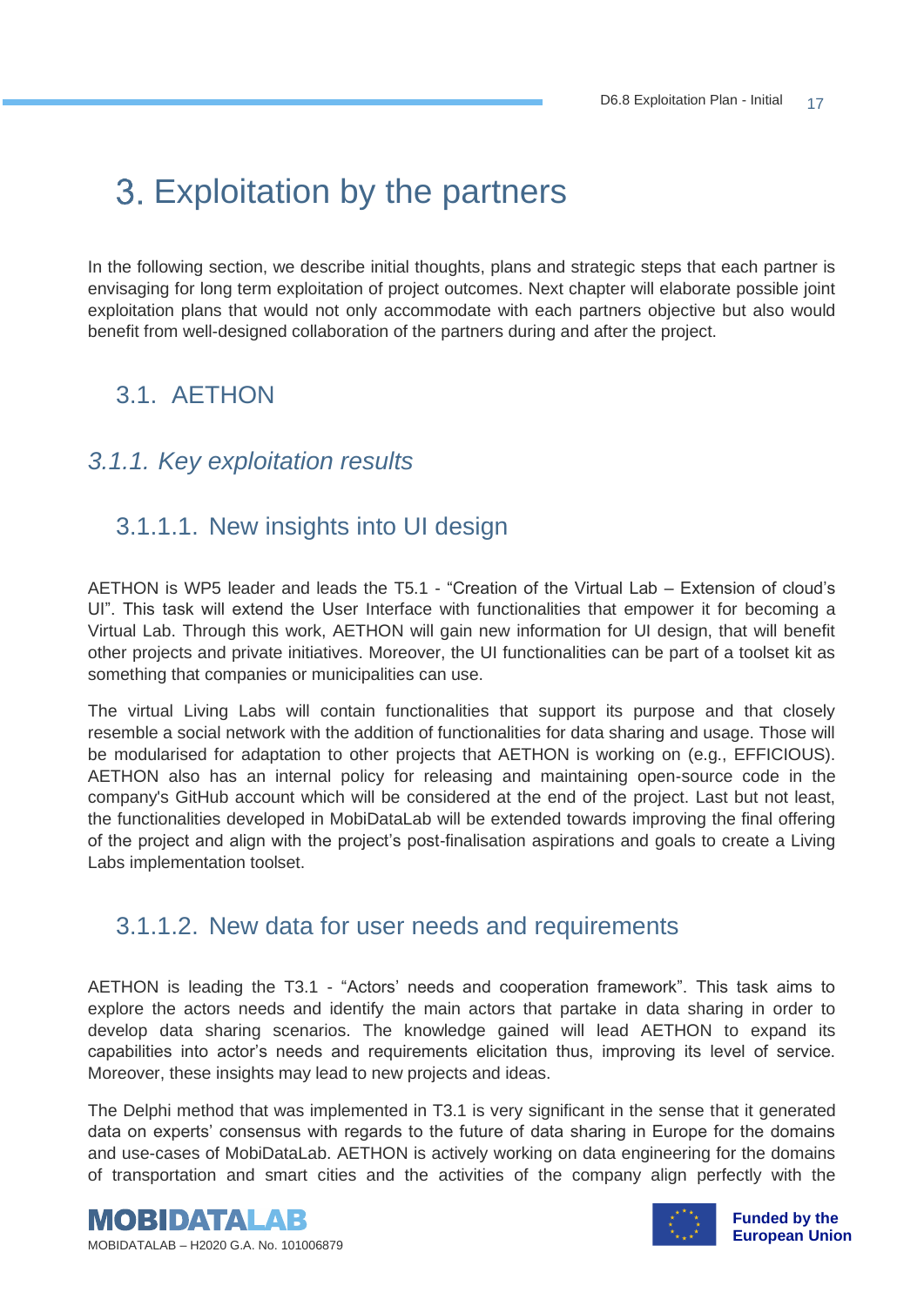# 3. Exploitation by the partners

In the following section, we describe initial thoughts, plans and strategic steps that each partner is envisaging for long term exploitation of project outcomes. Next chapter will elaborate possible joint exploitation plans that would not only accommodate with each partners objective but also would benefit from well-designed collaboration of the partners during and after the project.

## 3.1. AETHON

### *3.1.1. Key exploitation results*

#### 3.1.1.1. New insights into UI design

AETHON is WP5 leader and leads the T5.1 - “Creation of the Virtual Lab – Extension of cloud’s UI”. This task will extend the User Interface with functionalities that empower it for becoming a Virtual Lab. Through this work, AETHON will gain new information for UI design, that will benefit other projects and private initiatives. Moreover, the UI functionalities can be part of a toolset kit as something that companies or municipalities can use.

The virtual Living Labs will contain functionalities that support its purpose and that closely resemble a social network with the addition of functionalities for data sharing and usage. Those will be modularised for adaptation to other projects that AETHON is working on (e.g., EFFICIOUS). AETHON also has an internal policy for releasing and maintaining open-source code in the company's GitHub account which will be considered at the end of the project. Last but not least, the functionalities developed in MobiDataLab will be extended towards improving the final offering of the project and align with the project’s post-finalisation aspirations and goals to create a Living Labs implementation toolset.

#### 3.1.1.2. New data for user needs and requirements

AETHON is leading the T3.1 - “Actors’ needs and cooperation framework”. This task aims to explore the actors needs and identify the main actors that partake in data sharing in order to develop data sharing scenarios. The knowledge gained will lead AETHON to expand its capabilities into actor’s needs and requirements elicitation thus, improving its level of service. Moreover, these insights may lead to new projects and ideas.

The Delphi method that was implemented in T3.1 is very significant in the sense that it generated data on experts’ consensus with regards to the future of data sharing in Europe for the domains and use-cases of MobiDataLab. AETHON is actively working on data engineering for the domains of transportation and smart cities and the activities of the company align perfectly with the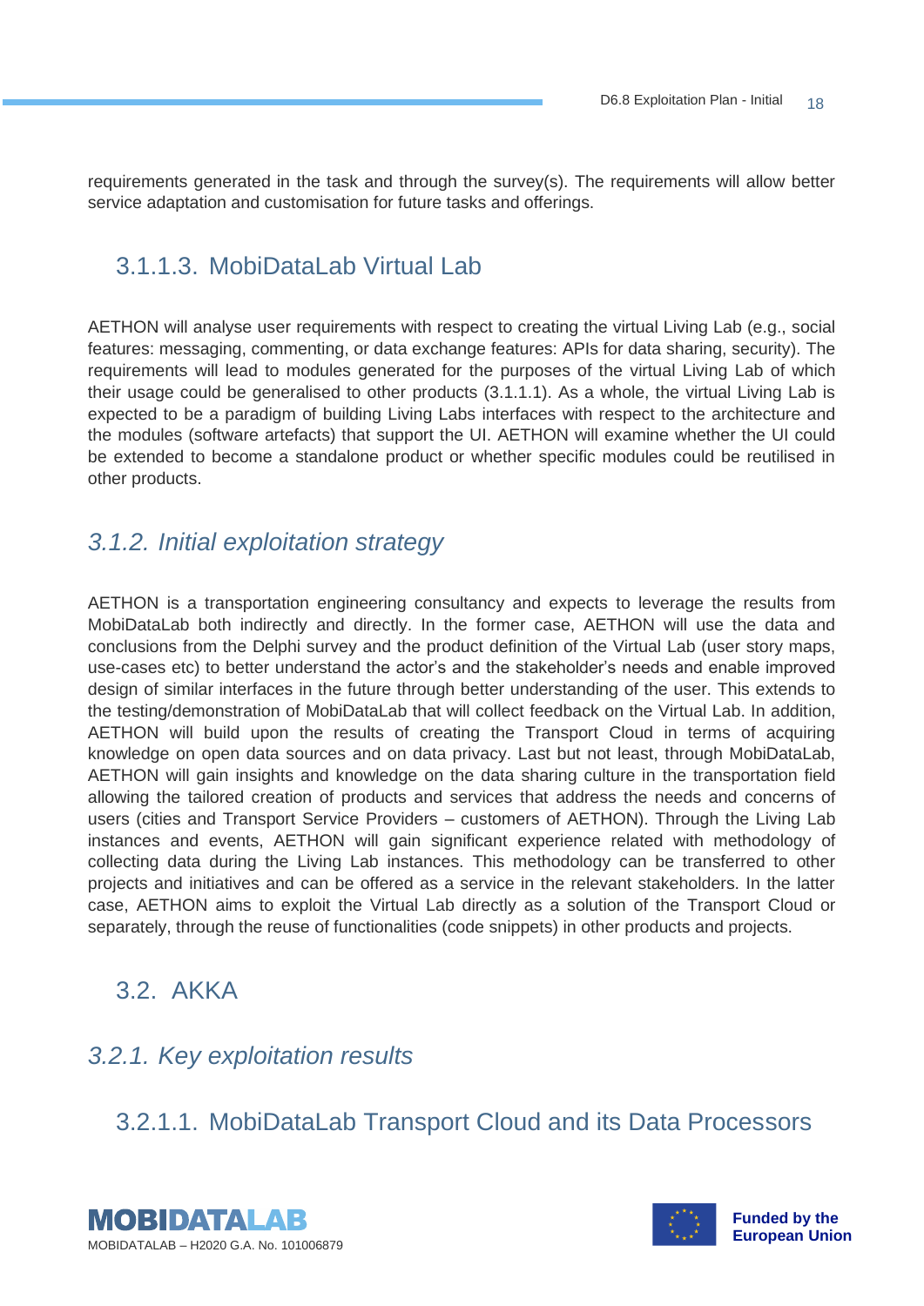requirements generated in the task and through the survey(s). The requirements will allow better service adaptation and customisation for future tasks and offerings.

#### 3.1.1.3. MobiDataLab Virtual Lab

AETHON will analyse user requirements with respect to creating the virtual Living Lab (e.g., social features: messaging, commenting, or data exchange features: APIs for data sharing, security). The requirements will lead to modules generated for the purposes of the virtual Living Lab of which their usage could be generalised to other products (3.1.1.1). As a whole, the virtual Living Lab is expected to be a paradigm of building Living Labs interfaces with respect to the architecture and the modules (software artefacts) that support the UI. AETHON will examine whether the UI could be extended to become a standalone product or whether specific modules could be reutilised in other products.

### *3.1.2. Initial exploitation strategy*

AETHON is a transportation engineering consultancy and expects to leverage the results from MobiDataLab both indirectly and directly. In the former case, AETHON will use the data and conclusions from the Delphi survey and the product definition of the Virtual Lab (user story maps, use-cases etc) to better understand the actor's and the stakeholder's needs and enable improved design of similar interfaces in the future through better understanding of the user. This extends to the testing/demonstration of MobiDataLab that will collect feedback on the Virtual Lab. In addition, AETHON will build upon the results of creating the Transport Cloud in terms of acquiring knowledge on open data sources and on data privacy. Last but not least, through MobiDataLab, AETHON will gain insights and knowledge on the data sharing culture in the transportation field allowing the tailored creation of products and services that address the needs and concerns of users (cities and Transport Service Providers – customers of AETHON). Through the Living Lab instances and events, AETHON will gain significant experience related with methodology of collecting data during the Living Lab instances. This methodology can be transferred to other projects and initiatives and can be offered as a service in the relevant stakeholders. In the latter case, AETHON aims to exploit the Virtual Lab directly as a solution of the Transport Cloud or separately, through the reuse of functionalities (code snippets) in other products and projects.

## 3.2. AKKA

### *3.2.1. Key exploitation results*

#### 3.2.1.1. MobiDataLab Transport Cloud and its Data Processors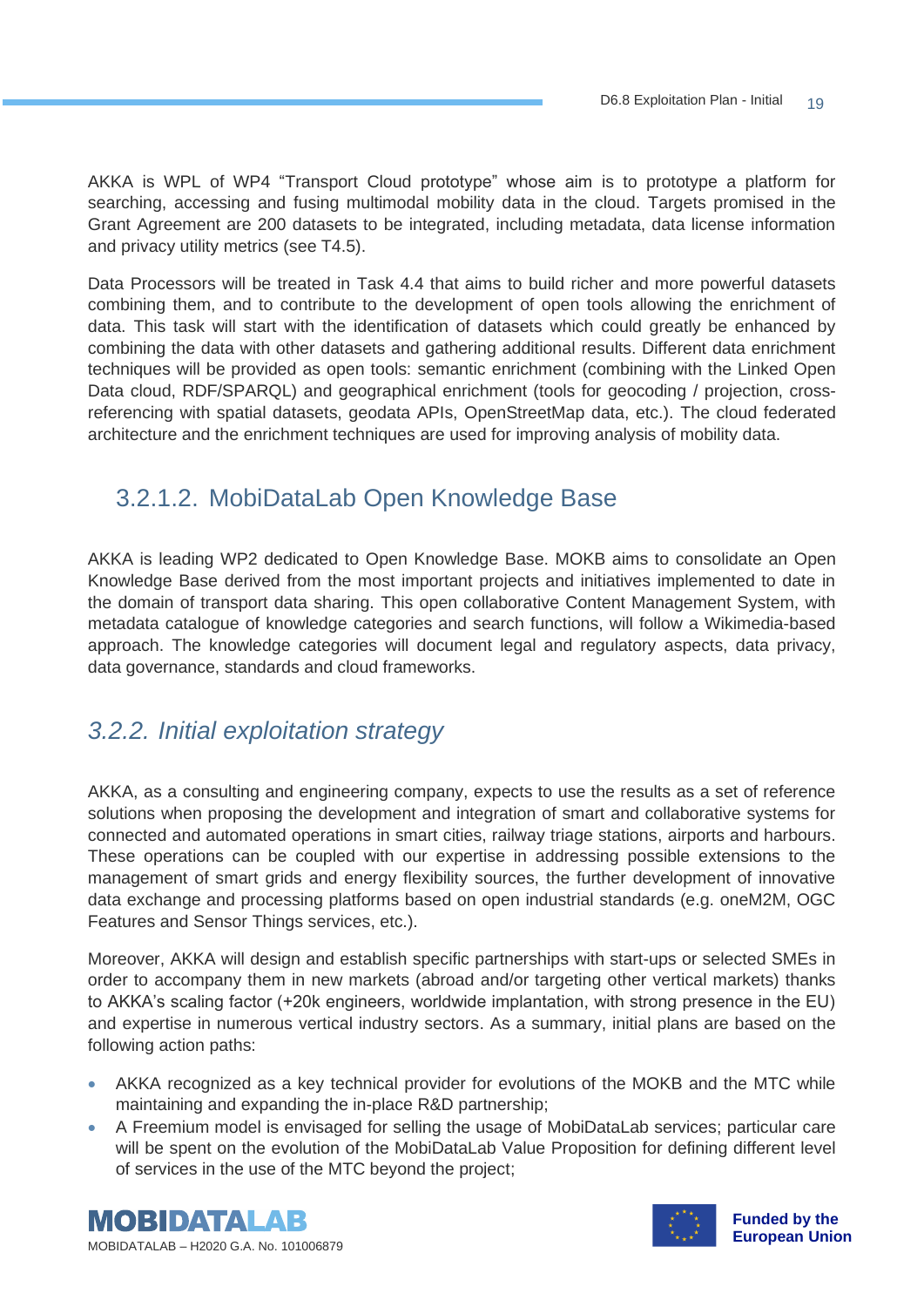AKKA is WPL of WP4 "Transport Cloud prototype" whose aim is to prototype a platform for searching, accessing and fusing multimodal mobility data in the cloud. Targets promised in the Grant Agreement are 200 datasets to be integrated, including metadata, data license information and privacy utility metrics (see T4.5).

Data Processors will be treated in Task 4.4 that aims to build richer and more powerful datasets combining them, and to contribute to the development of open tools allowing the enrichment of data. This task will start with the identification of datasets which could greatly be enhanced by combining the data with other datasets and gathering additional results. Different data enrichment techniques will be provided as open tools: semantic enrichment (combining with the Linked Open Data cloud, RDF/SPARQL) and geographical enrichment (tools for geocoding / projection, cross-referencing with spatial datasets, geodata APIs, OpenStreetMap data, etc.). The cloud federated architecture and the enrichment techniques are used for improving analysis of mobility data.

#### 3.2.1.2. MobiDataLab Open Knowledge Base

AKKA is leading WP2 dedicated to Open Knowledge Base. MOKB aims to consolidate an Open Knowledge Base derived from the most important projects and initiatives implemented to date in the domain of transport data sharing. This open collaborative Content Management System, with metadata catalogue of knowledge categories and search functions, will follow a Wikimedia-based approach. The knowledge categories will document legal and regulatory aspects, data privacy, data governance, standards and cloud frameworks.

### *3.2.2. Initial exploitation strategy*

AKKA, as a consulting and engineering company, expects to use the results as a set of reference solutions when proposing the development and integration of smart and collaborative systems for connected and automated operations in smart cities, railway triage stations, airports and harbours. These operations can be coupled with our expertise in addressing possible extensions to the management of smart grids and energy flexibility sources, the further development of innovative data exchange and processing platforms based on open industrial standards (e.g. oneM2M, OGC Features and Sensor Things services, etc.).

Moreover, AKKA will design and establish specific partnerships with start-ups or selected SMEs in order to accompany them in new markets (abroad and/or targeting other vertical markets) thanks to AKKA's scaling factor (+20k engineers, worldwide implantation, with strong presence in the EU) and expertise in numerous vertical industry sectors. As a summary, initial plans are based on the following action paths:

- AKKA recognized as a key technical provider for evolutions of the MOKB and the MTC while maintaining and expanding the in-place R&D partnership;
- A Freemium model is envisaged for selling the usage of MobiDataLab services; particular care will be spent on the evolution of the MobiDataLab Value Proposition for defining different level of services in the use of the MTC beyond the project;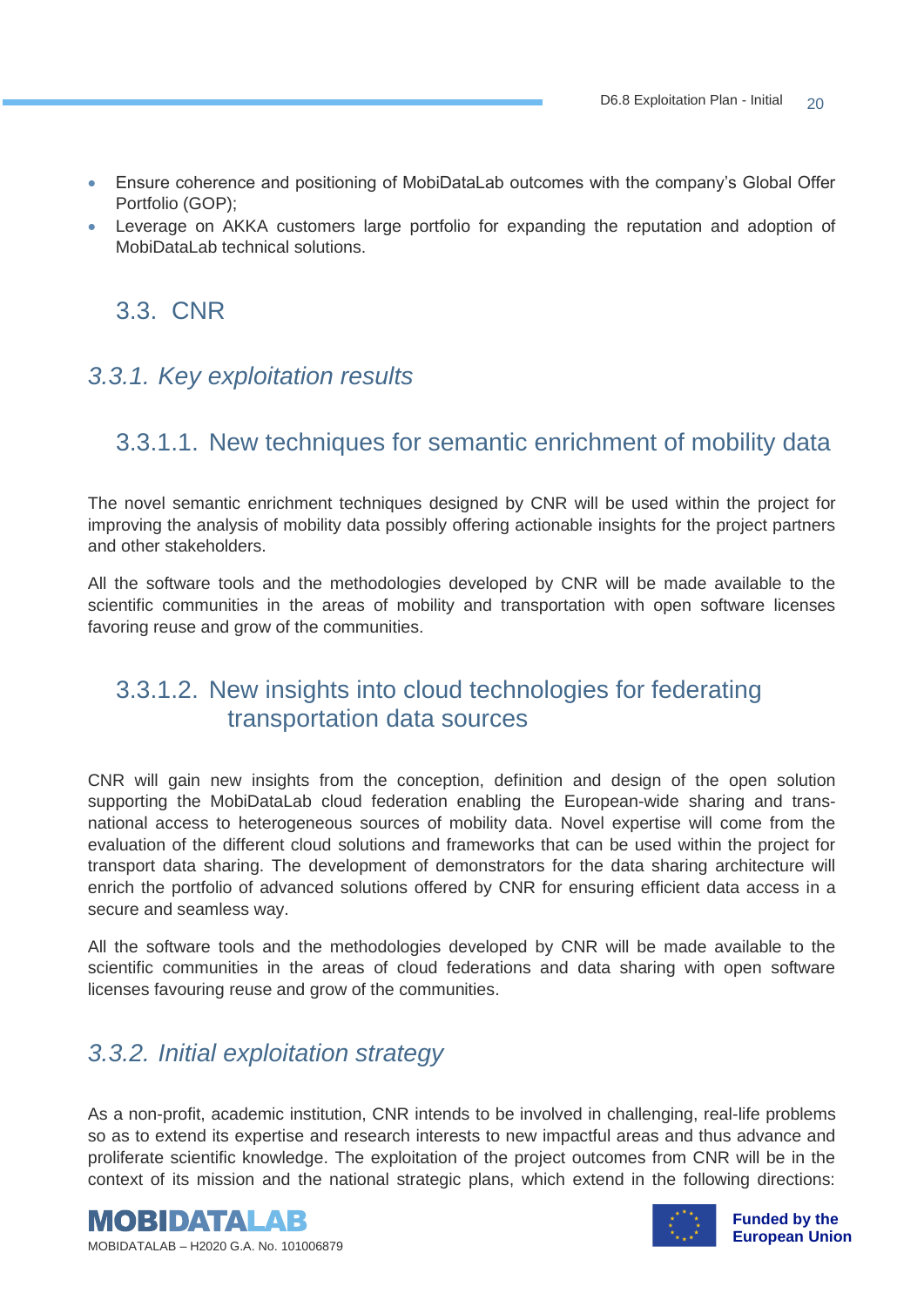- Ensure coherence and positioning of MobiDataLab outcomes with the company's Global Offer Portfolio (GOP);
- Leverage on AKKA customers large portfolio for expanding the reputation and adoption of MobiDataLab technical solutions.

## 3.3. CNR

### 3.3.1. Key exploitation results

#### 3.3.1.1. New techniques for semantic enrichment of mobility data

The novel semantic enrichment techniques designed by CNR will be used within the project for improving the analysis of mobility data possibly offering actionable insights for the project partners and other stakeholders.

All the software tools and the methodologies developed by CNR will be made available to the scientific communities in the areas of mobility and transportation with open software licenses favoring reuse and grow of the communities.

#### 3.3.1.2. New insights into cloud technologies for federating transportation data sources

CNR will gain new insights from the conception, definition and design of the open solution supporting the MobiDataLab cloud federation enabling the European-wide sharing and trans-national access to heterogeneous sources of mobility data. Novel expertise will come from the evaluation of the different cloud solutions and frameworks that can be used within the project for transport data sharing. The development of demonstrators for the data sharing architecture will enrich the portfolio of advanced solutions offered by CNR for ensuring efficient data access in a secure and seamless way.

All the software tools and the methodologies developed by CNR will be made available to the scientific communities in the areas of cloud federations and data sharing with open software licenses favouring reuse and grow of the communities.

### 3.3.2. Initial exploitation strategy

As a non-profit, academic institution, CNR intends to be involved in challenging, real-life problems so as to extend its expertise and research interests to new impactful areas and thus advance and proliferate scientific knowledge. The exploitation of the project outcomes from CNR will be in the context of its mission and the national strategic plans, which extend in the following directions: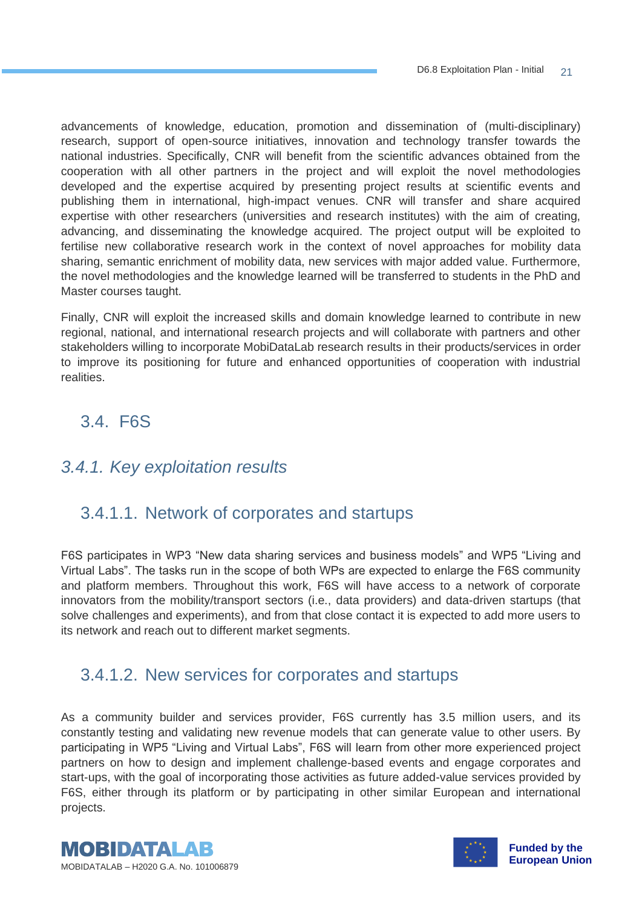advancements of knowledge, education, promotion and dissemination of (multi-disciplinary) research, support of open-source initiatives, innovation and technology transfer towards the national industries. Specifically, CNR will benefit from the scientific advances obtained from the cooperation with all other partners in the project and will exploit the novel methodologies developed and the expertise acquired by presenting project results at scientific events and publishing them in international, high-impact venues. CNR will transfer and share acquired expertise with other researchers (universities and research institutes) with the aim of creating, advancing, and disseminating the knowledge acquired. The project output will be exploited to fertilise new collaborative research work in the context of novel approaches for mobility data sharing, semantic enrichment of mobility data, new services with major added value. Furthermore, the novel methodologies and the knowledge learned will be transferred to students in the PhD and Master courses taught.

Finally, CNR will exploit the increased skills and domain knowledge learned to contribute in new regional, national, and international research projects and will collaborate with partners and other stakeholders willing to incorporate MobiDataLab research results in their products/services in order to improve its positioning for future and enhanced opportunities of cooperation with industrial realities.

## 3.4. F6S

### *3.4.1. Key exploitation results*

#### 3.4.1.1. Network of corporates and startups

F6S participates in WP3 “New data sharing services and business models” and WP5 “Living and Virtual Labs”. The tasks run in the scope of both WPs are expected to enlarge the F6S community and platform members. Throughout this work, F6S will have access to a network of corporate innovators from the mobility/transport sectors (i.e., data providers) and data-driven startups (that solve challenges and experiments), and from that close contact it is expected to add more users to its network and reach out to different market segments.

#### 3.4.1.2. New services for corporates and startups

As a community builder and services provider, F6S currently has 3.5 million users, and its constantly testing and validating new revenue models that can generate value to other users. By participating in WP5 “Living and Virtual Labs”, F6S will learn from other more experienced project partners on how to design and implement challenge-based events and engage corporates and start-ups, with the goal of incorporating those activities as future added-value services provided by F6S, either through its platform or by participating in other similar European and international projects.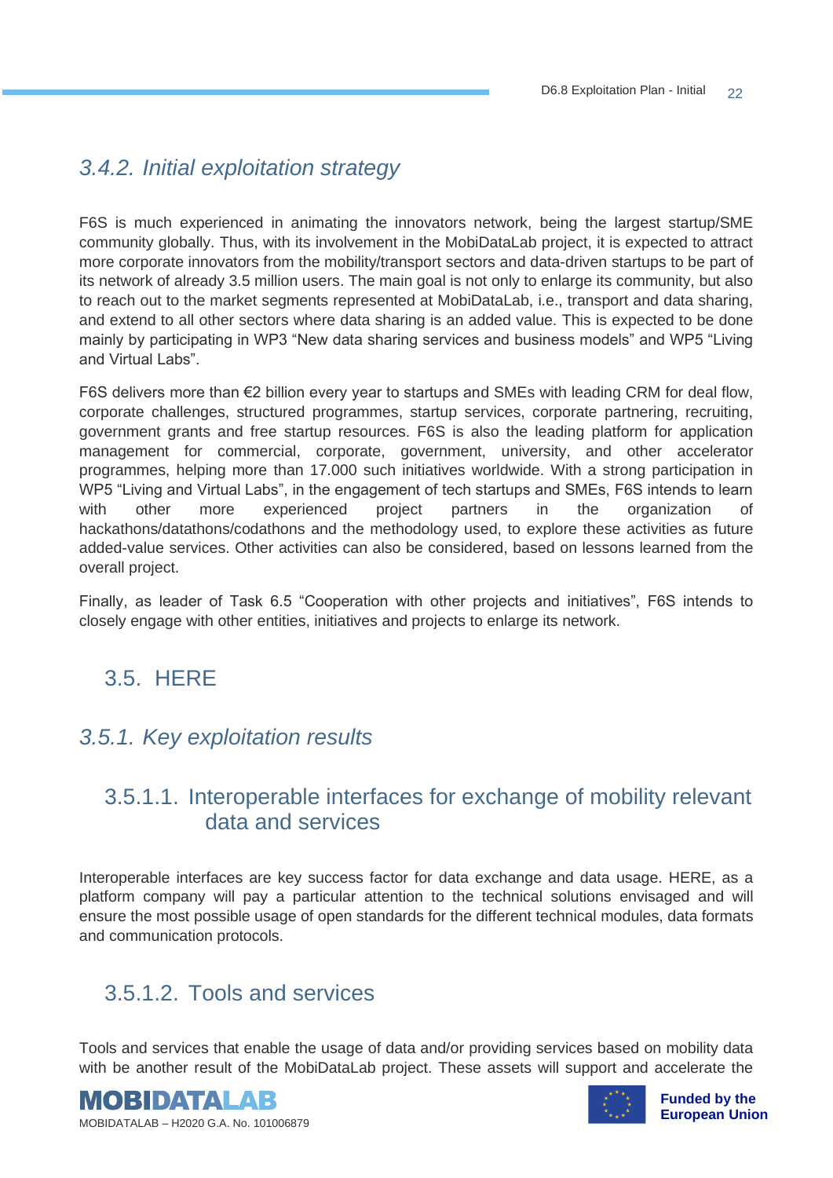### 3.4.2. *Initial exploitation strategy*

F6S is much experienced in animating the innovators network, being the largest startup/SME community globally. Thus, with its involvement in the MobiDataLab project, it is expected to attract more corporate innovators from the mobility/transport sectors and data-driven startups to be part of its network of already 3.5 million users. The main goal is not only to enlarge its community, but also to reach out to the market segments represented at MobiDataLab, i.e., transport and data sharing, and extend to all other sectors where data sharing is an added value. This is expected to be done mainly by participating in WP3 "New data sharing services and business models" and WP5 "Living and Virtual Labs".

F6S delivers more than €2 billion every year to startups and SMEs with leading CRM for deal flow, corporate challenges, structured programmes, startup services, corporate partnering, recruiting, government grants and free startup resources. F6S is also the leading platform for application management for commercial, corporate, government, university, and other accelerator programmes, helping more than 17.000 such initiatives worldwide. With a strong participation in WP5 "Living and Virtual Labs", in the engagement of tech startups and SMEs, F6S intends to learn with other more experienced project partners in the organization of hackathons/datathons/codathons and the methodology used, to explore these activities as future added-value services. Other activities can also be considered, based on lessons learned from the overall project.

Finally, as leader of Task 6.5 "Cooperation with other projects and initiatives", F6S intends to closely engage with other entities, initiatives and projects to enlarge its network.

## 3.5. HERE

### 3.5.1. *Key exploitation results*

#### 3.5.1.1. Interoperable interfaces for exchange of mobility relevant data and services

Interoperable interfaces are key success factor for data exchange and data usage. HERE, as a platform company will pay a particular attention to the technical solutions envisaged and will ensure the most possible usage of open standards for the different technical modules, data formats and communication protocols.

#### 3.5.1.2. Tools and services

Tools and services that enable the usage of data and/or providing services based on mobility data with be another result of the MobiDataLab project. These assets will support and accelerate the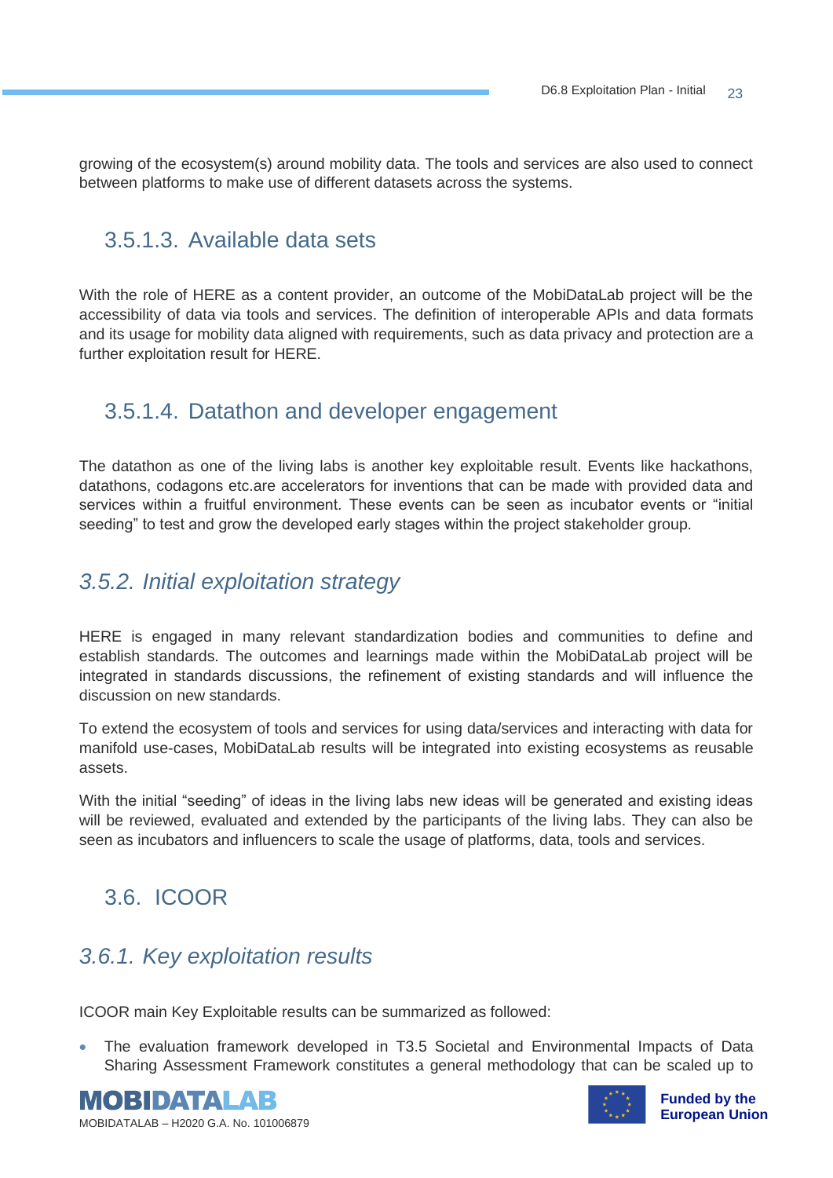growing of the ecosystem(s) around mobility data. The tools and services are also used to connect between platforms to make use of different datasets across the systems.

#### 3.5.1.3. Available data sets

With the role of HERE as a content provider, an outcome of the MobiDataLab project will be the accessibility of data via tools and services. The definition of interoperable APIs and data formats and its usage for mobility data aligned with requirements, such as data privacy and protection are a further exploitation result for HERE.

#### 3.5.1.4. Datathon and developer engagement

The datathon as one of the living labs is another key exploitable result. Events like hackathons, datathons, codagons etc.are accelerators for inventions that can be made with provided data and services within a fruitful environment. These events can be seen as incubator events or "initial seeding" to test and grow the developed early stages within the project stakeholder group.

### *3.5.2. Initial exploitation strategy*

HERE is engaged in many relevant standardization bodies and communities to define and establish standards. The outcomes and learnings made within the MobiDataLab project will be integrated in standards discussions, the refinement of existing standards and will influence the discussion on new standards.

To extend the ecosystem of tools and services for using data/services and interacting with data for manifold use-cases, MobiDataLab results will be integrated into existing ecosystems as reusable assets.

With the initial "seeding" of ideas in the living labs new ideas will be generated and existing ideas will be reviewed, evaluated and extended by the participants of the living labs. They can also be seen as incubators and influencers to scale the usage of platforms, data, tools and services.

## 3.6. ICOOR

### *3.6.1. Key exploitation results*

ICOOR main Key Exploitable results can be summarized as followed:

- The evaluation framework developed in T3.5 Societal and Environmental Impacts of Data Sharing Assessment Framework constitutes a general methodology that can be scaled up to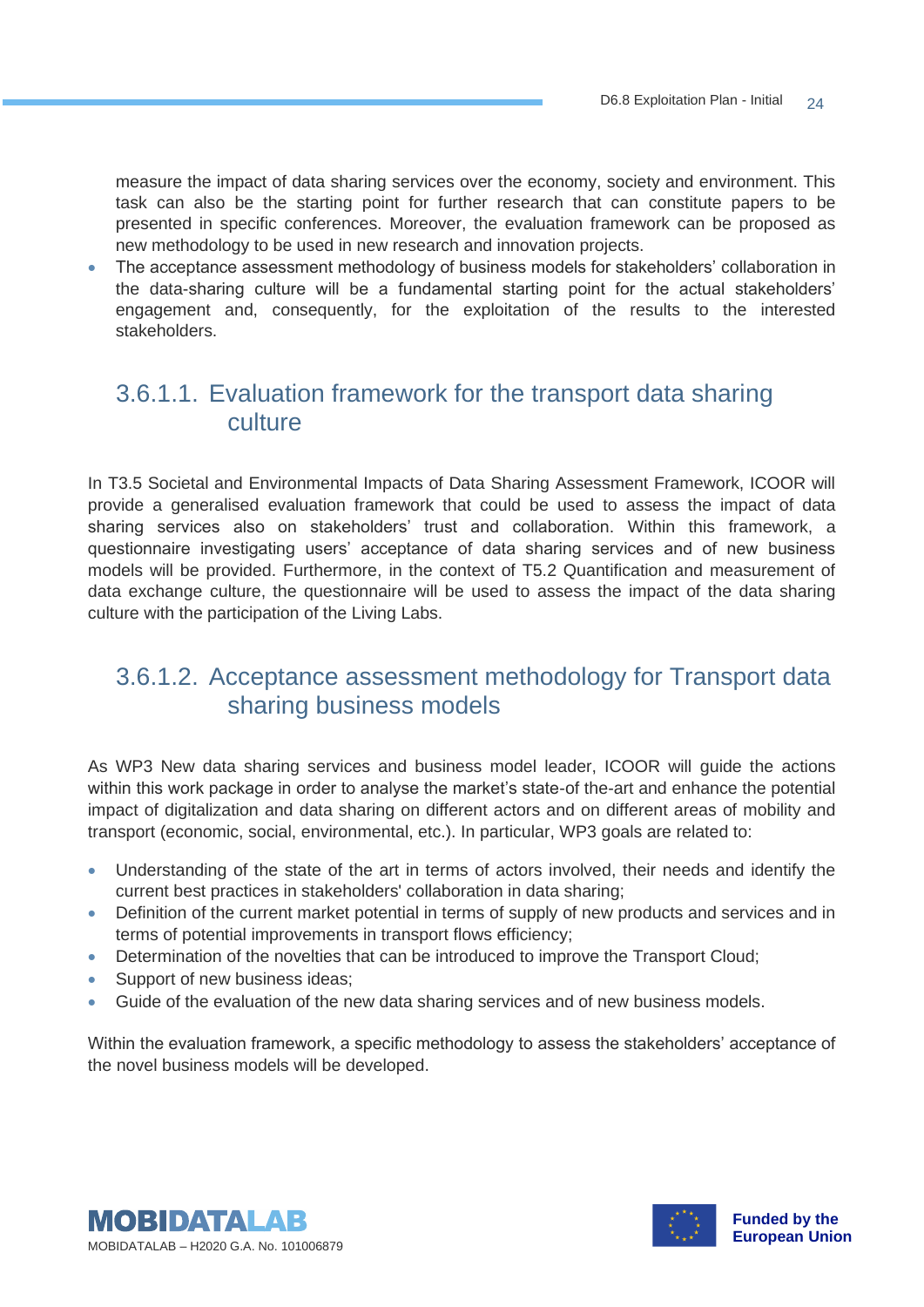measure the impact of data sharing services over the economy, society and environment. This task can also be the starting point for further research that can constitute papers to be presented in specific conferences. Moreover, the evaluation framework can be proposed as new methodology to be used in new research and innovation projects.

- The acceptance assessment methodology of business models for stakeholders' collaboration in the data-sharing culture will be a fundamental starting point for the actual stakeholders' engagement and, consequently, for the exploitation of the results to the interested stakeholders.

#### 3.6.1.1. Evaluation framework for the transport data sharing culture

In T3.5 Societal and Environmental Impacts of Data Sharing Assessment Framework, ICOOR will provide a generalised evaluation framework that could be used to assess the impact of data sharing services also on stakeholders' trust and collaboration. Within this framework, a questionnaire investigating users' acceptance of data sharing services and of new business models will be provided. Furthermore, in the context of T5.2 Quantification and measurement of data exchange culture, the questionnaire will be used to assess the impact of the data sharing culture with the participation of the Living Labs.

#### 3.6.1.2. Acceptance assessment methodology for Transport data sharing business models

As WP3 New data sharing services and business model leader, ICOOR will guide the actions within this work package in order to analyse the market's state-of the-art and enhance the potential impact of digitalization and data sharing on different actors and on different areas of mobility and transport (economic, social, environmental, etc.). In particular, WP3 goals are related to:

- Understanding of the state of the art in terms of actors involved, their needs and identify the current best practices in stakeholders' collaboration in data sharing;
- Definition of the current market potential in terms of supply of new products and services and in terms of potential improvements in transport flows efficiency;
- Determination of the novelties that can be introduced to improve the Transport Cloud;
- Support of new business ideas;
- Guide of the evaluation of the new data sharing services and of new business models.

Within the evaluation framework, a specific methodology to assess the stakeholders' acceptance of the novel business models will be developed.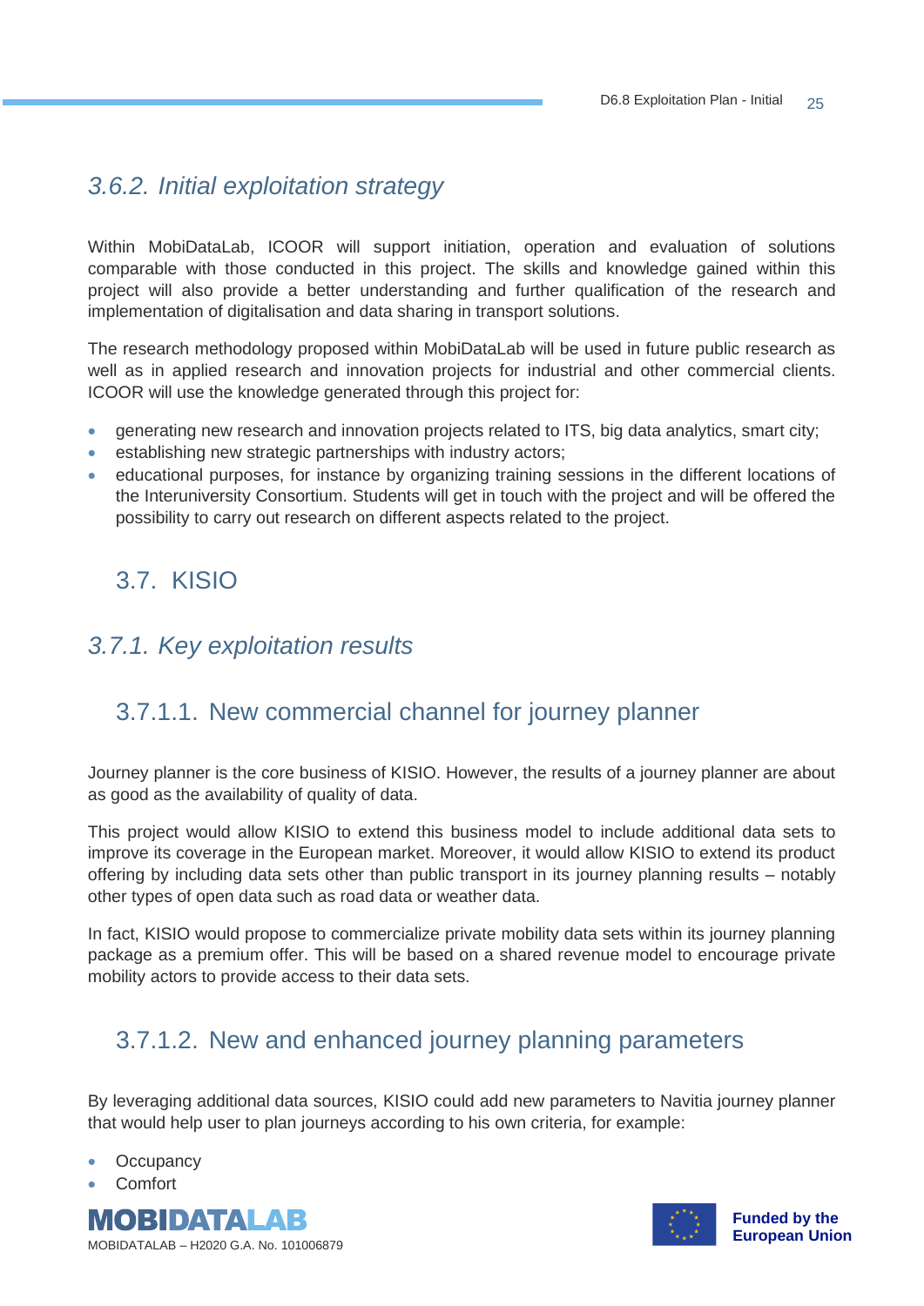### 3.6.2. Initial exploitation strategy

Within MobiDataLab, ICOOR will support initiation, operation and evaluation of solutions comparable with those conducted in this project. The skills and knowledge gained within this project will also provide a better understanding and further qualification of the research and implementation of digitalisation and data sharing in transport solutions.

The research methodology proposed within MobiDataLab will be used in future public research as well as in applied research and innovation projects for industrial and other commercial clients. ICOOR will use the knowledge generated through this project for:

- generating new research and innovation projects related to ITS, big data analytics, smart city;
- establishing new strategic partnerships with industry actors;
- educational purposes, for instance by organizing training sessions in the different locations of the Interuniversity Consortium. Students will get in touch with the project and will be offered the possibility to carry out research on different aspects related to the project.

## 3.7. KISIO

### 3.7.1. Key exploitation results

#### 3.7.1.1. New commercial channel for journey planner

Journey planner is the core business of KISIO. However, the results of a journey planner are about as good as the availability of quality of data.

This project would allow KISIO to extend this business model to include additional data sets to improve its coverage in the European market. Moreover, it would allow KISIO to extend its product offering by including data sets other than public transport in its journey planning results – notably other types of open data such as road data or weather data.

In fact, KISIO would propose to commercialize private mobility data sets within its journey planning package as a premium offer. This will be based on a shared revenue model to encourage private mobility actors to provide access to their data sets.

#### 3.7.1.2. New and enhanced journey planning parameters

By leveraging additional data sources, KISIO could add new parameters to Navitia journey planner that would help user to plan journeys according to his own criteria, for example:

- Occupancy
- Comfort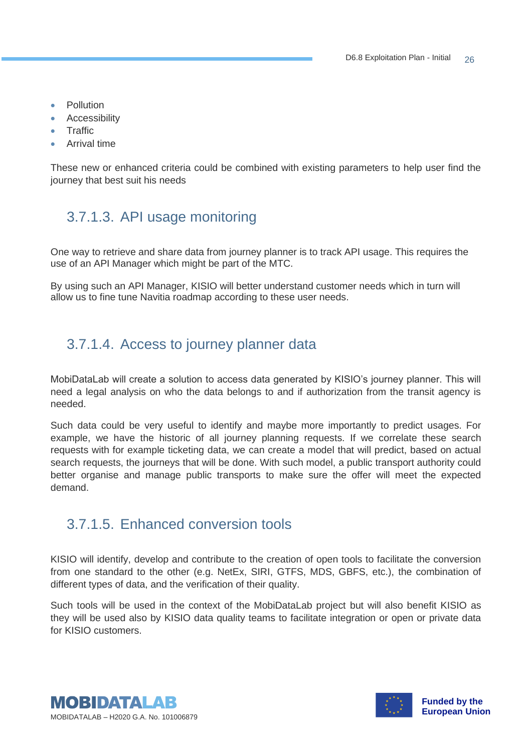- Pollution
- Accessibility
- Traffic
- Arrival time

These new or enhanced criteria could be combined with existing parameters to help user find the journey that best suit his needs

### 3.7.1.3. API usage monitoring

One way to retrieve and share data from journey planner is to track API usage. This requires the use of an API Manager which might be part of the MTC.

By using such an API Manager, KISIO will better understand customer needs which in turn will allow us to fine tune Navitia roadmap according to these user needs.

### 3.7.1.4. Access to journey planner data

MobiDataLab will create a solution to access data generated by KISIO's journey planner. This will need a legal analysis on who the data belongs to and if authorization from the transit agency is needed.

Such data could be very useful to identify and maybe more importantly to predict usages. For example, we have the historic of all journey planning requests. If we correlate these search requests with for example ticketing data, we can create a model that will predict, based on actual search requests, the journeys that will be done. With such model, a public transport authority could better organise and manage public transports to make sure the offer will meet the expected demand.

### 3.7.1.5. Enhanced conversion tools

KISIO will identify, develop and contribute to the creation of open tools to facilitate the conversion from one standard to the other (e.g. NetEx, SIRI, GTFS, MDS, GBFS, etc.), the combination of different types of data, and the verification of their quality.

Such tools will be used in the context of the MobiDataLab project but will also benefit KISIO as they will be used also by KISIO data quality teams to facilitate integration or open or private data for KISIO customers.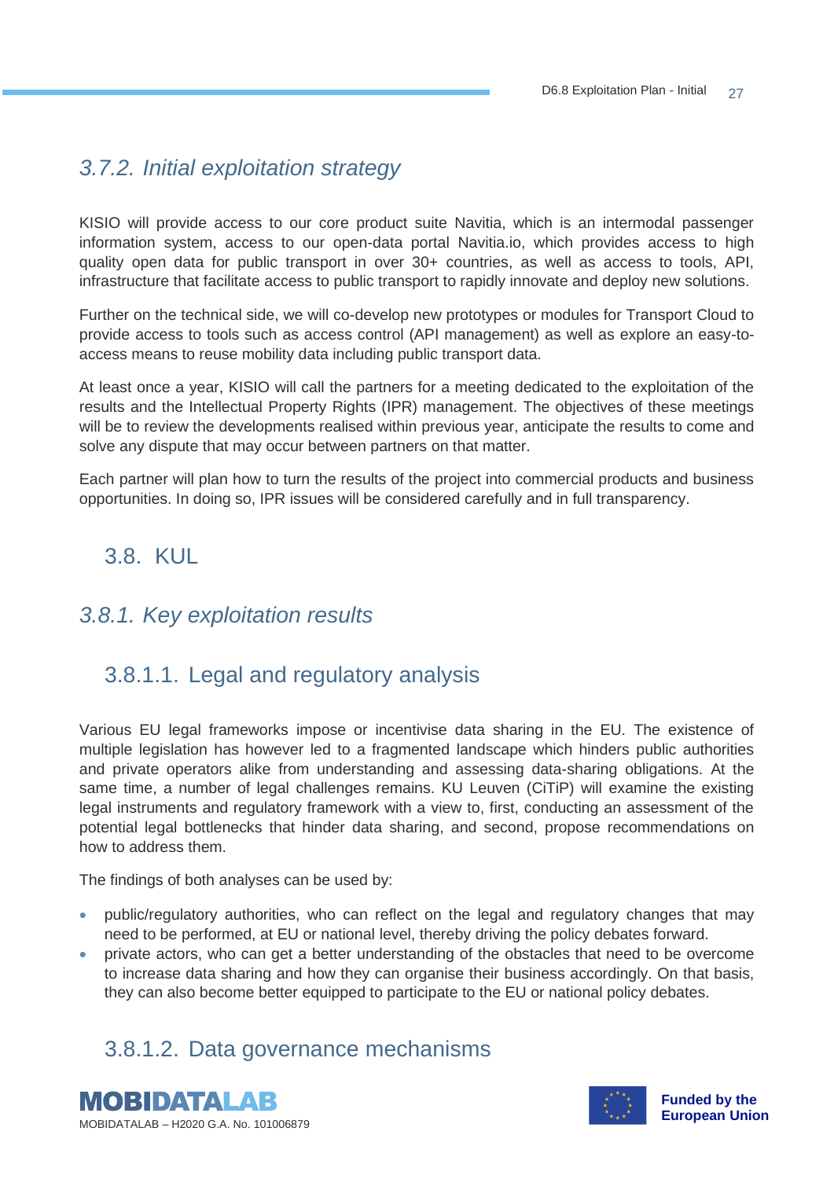### 3.7.2. Initial exploitation strategy

KISIO will provide access to our core product suite Navitia, which is an intermodal passenger information system, access to our open-data portal Navitia.io, which provides access to high quality open data for public transport in over 30+ countries, as well as access to tools, API, infrastructure that facilitate access to public transport to rapidly innovate and deploy new solutions.

Further on the technical side, we will co-develop new prototypes or modules for Transport Cloud to provide access to tools such as access control (API management) as well as explore an easy-to-access means to reuse mobility data including public transport data.

At least once a year, KISIO will call the partners for a meeting dedicated to the exploitation of the results and the Intellectual Property Rights (IPR) management. The objectives of these meetings will be to review the developments realised within previous year, anticipate the results to come and solve any dispute that may occur between partners on that matter.

Each partner will plan how to turn the results of the project into commercial products and business opportunities. In doing so, IPR issues will be considered carefully and in full transparency.

## 3.8. KUL

### 3.8.1. Key exploitation results

#### 3.8.1.1. Legal and regulatory analysis

Various EU legal frameworks impose or incentivise data sharing in the EU. The existence of multiple legislation has however led to a fragmented landscape which hinders public authorities and private operators alike from understanding and assessing data-sharing obligations. At the same time, a number of legal challenges remains. KU Leuven (CiTiP) will examine the existing legal instruments and regulatory framework with a view to, first, conducting an assessment of the potential legal bottlenecks that hinder data sharing, and second, propose recommendations on how to address them.

The findings of both analyses can be used by:

- public/regulatory authorities, who can reflect on the legal and regulatory changes that may need to be performed, at EU or national level, thereby driving the policy debates forward.
- private actors, who can get a better understanding of the obstacles that need to be overcome to increase data sharing and how they can organise their business accordingly. On that basis, they can also become better equipped to participate to the EU or national policy debates.

#### 3.8.1.2. Data governance mechanisms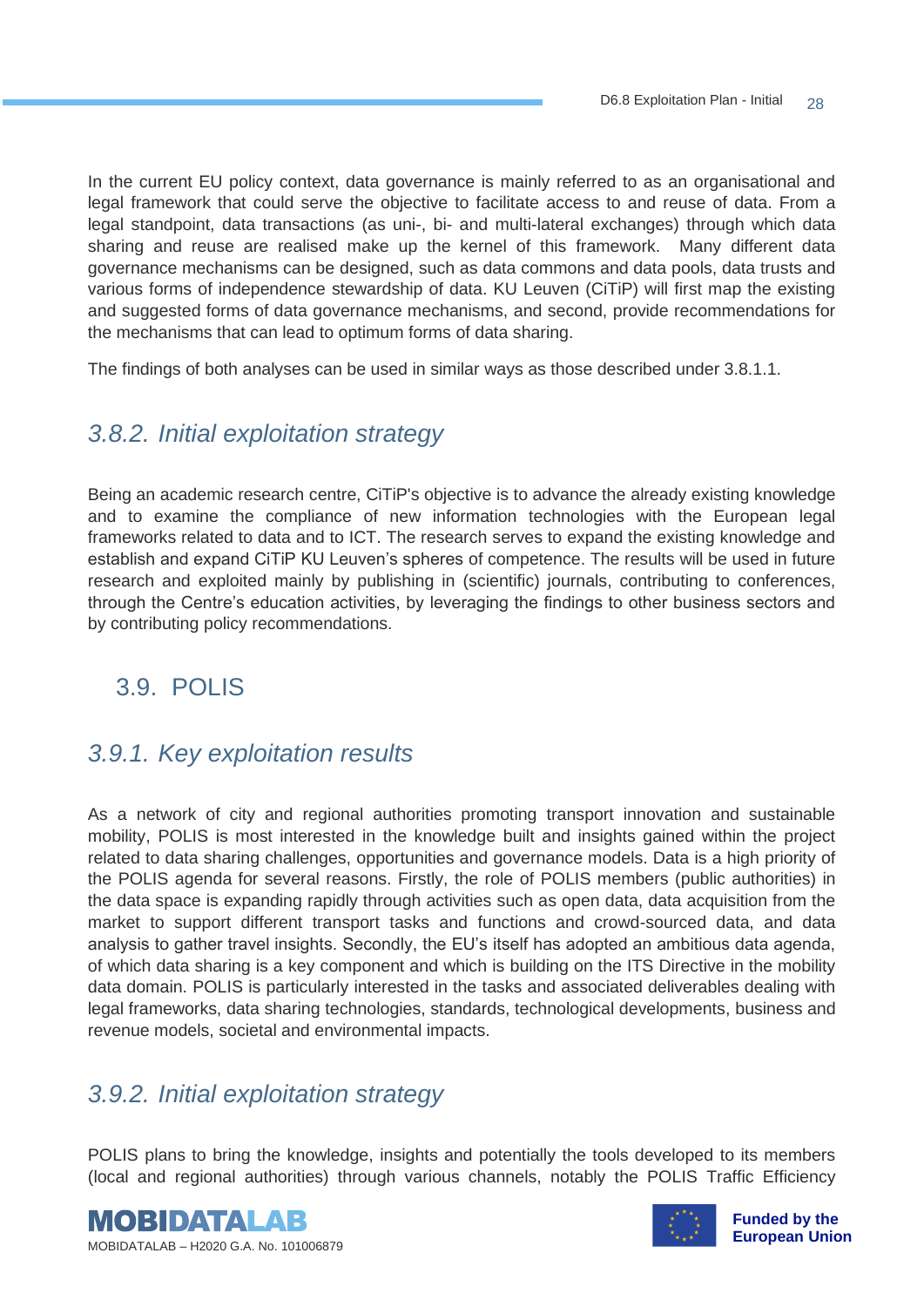In the current EU policy context, data governance is mainly referred to as an organisational and legal framework that could serve the objective to facilitate access to and reuse of data. From a legal standpoint, data transactions (as uni-, bi- and multi-lateral exchanges) through which data sharing and reuse are realised make up the kernel of this framework. Many different data governance mechanisms can be designed, such as data commons and data pools, data trusts and various forms of independence stewardship of data. KU Leuven (CiTiP) will first map the existing and suggested forms of data governance mechanisms, and second, provide recommendations for the mechanisms that can lead to optimum forms of data sharing.

The findings of both analyses can be used in similar ways as those described under 3.8.1.1.

### *3.8.2. Initial exploitation strategy*

Being an academic research centre, CiTiP's objective is to advance the already existing knowledge and to examine the compliance of new information technologies with the European legal frameworks related to data and to ICT. The research serves to expand the existing knowledge and establish and expand CiTiP KU Leuven's spheres of competence. The results will be used in future research and exploited mainly by publishing in (scientific) journals, contributing to conferences, through the Centre's education activities, by leveraging the findings to other business sectors and by contributing policy recommendations.

## 3.9. POLIS

### *3.9.1. Key exploitation results*

As a network of city and regional authorities promoting transport innovation and sustainable mobility, POLIS is most interested in the knowledge built and insights gained within the project related to data sharing challenges, opportunities and governance models. Data is a high priority of the POLIS agenda for several reasons. Firstly, the role of POLIS members (public authorities) in the data space is expanding rapidly through activities such as open data, data acquisition from the market to support different transport tasks and functions and crowd-sourced data, and data analysis to gather travel insights. Secondly, the EU's itself has adopted an ambitious data agenda, of which data sharing is a key component and which is building on the ITS Directive in the mobility data domain. POLIS is particularly interested in the tasks and associated deliverables dealing with legal frameworks, data sharing technologies, standards, technological developments, business and revenue models, societal and environmental impacts.

### *3.9.2. Initial exploitation strategy*

POLIS plans to bring the knowledge, insights and potentially the tools developed to its members (local and regional authorities) through various channels, notably the POLIS Traffic Efficiency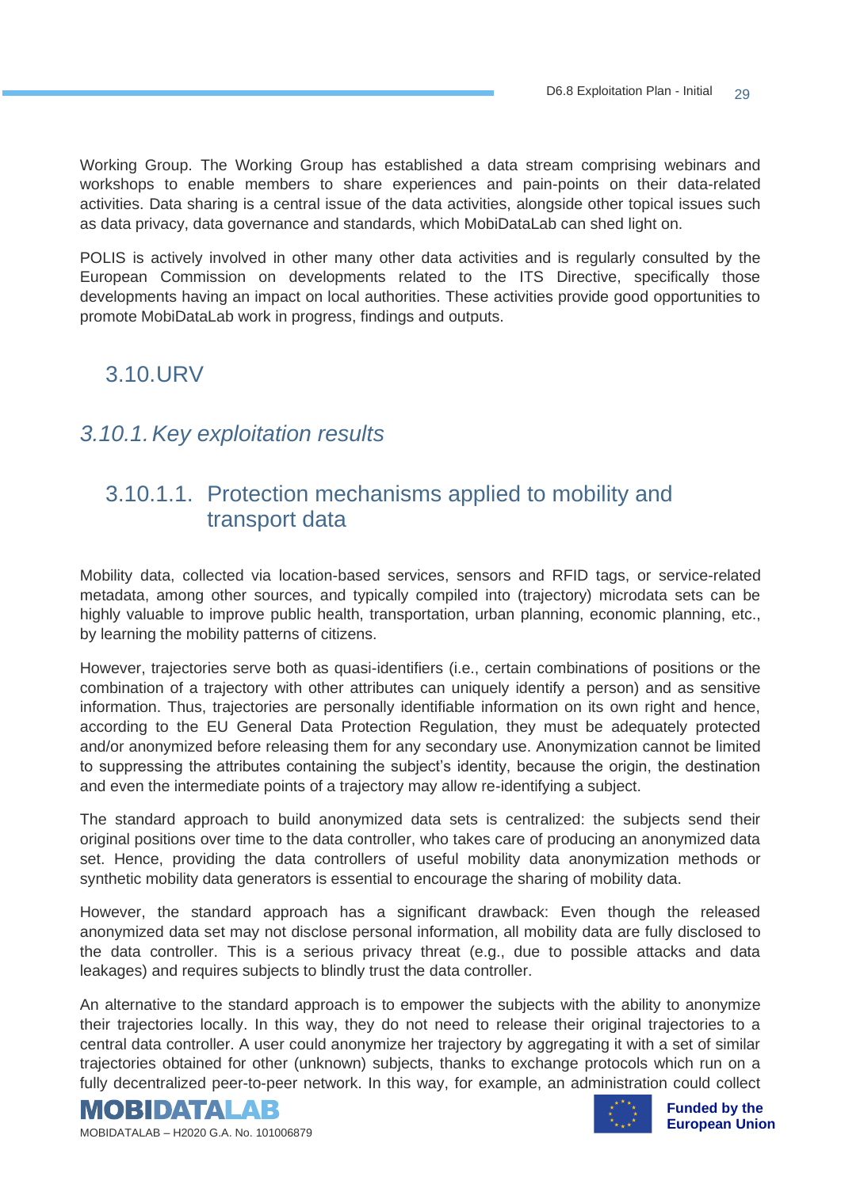Working Group. The Working Group has established a data stream comprising webinars and workshops to enable members to share experiences and pain-points on their data-related activities. Data sharing is a central issue of the data activities, alongside other topical issues such as data privacy, data governance and standards, which MobiDataLab can shed light on.

POLIS is actively involved in other many other data activities and is regularly consulted by the European Commission on developments related to the ITS Directive, specifically those developments having an impact on local authorities. These activities provide good opportunities to promote MobiDataLab work in progress, findings and outputs.

## 3.10. URV

### *3.10.1. Key exploitation results*

#### 3.10.1.1. Protection mechanisms applied to mobility and transport data

Mobility data, collected via location-based services, sensors and RFID tags, or service-related metadata, among other sources, and typically compiled into (trajectory) microdata sets can be highly valuable to improve public health, transportation, urban planning, economic planning, etc., by learning the mobility patterns of citizens.

However, trajectories serve both as quasi-identifiers (i.e., certain combinations of positions or the combination of a trajectory with other attributes can uniquely identify a person) and as sensitive information. Thus, trajectories are personally identifiable information on its own right and hence, according to the EU General Data Protection Regulation, they must be adequately protected and/or anonymized before releasing them for any secondary use. Anonymization cannot be limited to suppressing the attributes containing the subject's identity, because the origin, the destination and even the intermediate points of a trajectory may allow re-identifying a subject.

The standard approach to build anonymized data sets is centralized: the subjects send their original positions over time to the data controller, who takes care of producing an anonymized data set. Hence, providing the data controllers of useful mobility data anonymization methods or synthetic mobility data generators is essential to encourage the sharing of mobility data.

However, the standard approach has a significant drawback: Even though the released anonymized data set may not disclose personal information, all mobility data are fully disclosed to the data controller. This is a serious privacy threat (e.g., due to possible attacks and data leakages) and requires subjects to blindly trust the data controller.

An alternative to the standard approach is to empower the subjects with the ability to anonymize their trajectories locally. In this way, they do not need to release their original trajectories to a central data controller. A user could anonymize her trajectory by aggregating it with a set of similar trajectories obtained for other (unknown) subjects, thanks to exchange protocols which run on a fully decentralized peer-to-peer network. In this way, for example, an administration could collect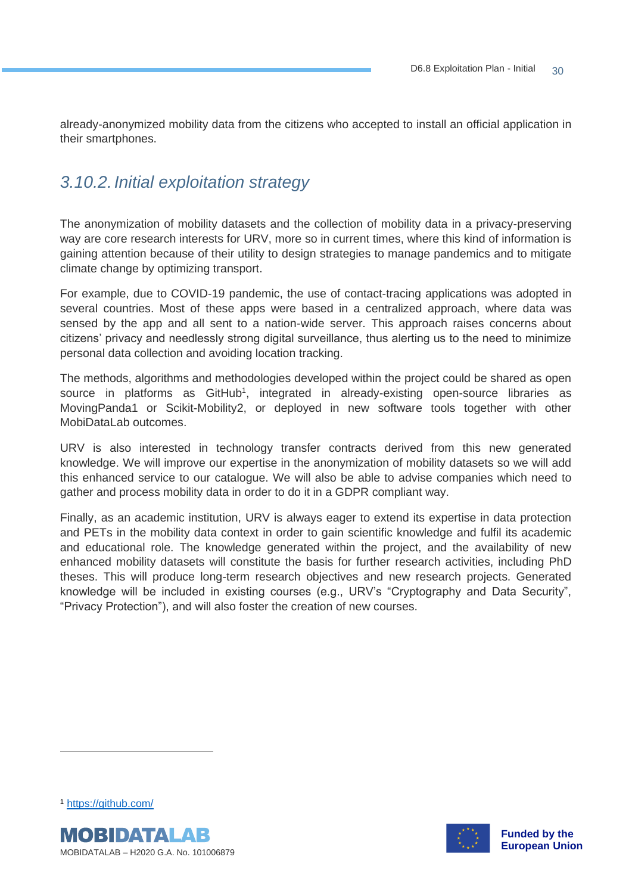already-anonymized mobility data from the citizens who accepted to install an official application in their smartphones.

### *3.10.2. Initial exploitation strategy*

The anonymization of mobility datasets and the collection of mobility data in a privacy-preserving way are core research interests for URV, more so in current times, where this kind of information is gaining attention because of their utility to design strategies to manage pandemics and to mitigate climate change by optimizing transport.

For example, due to COVID-19 pandemic, the use of contact-tracing applications was adopted in several countries. Most of these apps were based in a centralized approach, where data was sensed by the app and all sent to a nation-wide server. This approach raises concerns about citizens' privacy and needlessly strong digital surveillance, thus alerting us to the need to minimize personal data collection and avoiding location tracking.

The methods, algorithms and methodologies developed within the project could be shared as open source in platforms as GitHub[1], integrated in already-existing open-source libraries as MovingPanda1 or Scikit-Mobility2, or deployed in new software tools together with other MobiDataLab outcomes.

URV is also interested in technology transfer contracts derived from this new generated knowledge. We will improve our expertise in the anonymization of mobility datasets so we will add this enhanced service to our catalogue. We will also be able to advise companies which need to gather and process mobility data in order to do it in a GDPR compliant way.

Finally, as an academic institution, URV is always eager to extend its expertise in data protection and PETs in the mobility data context in order to gain scientific knowledge and fulfil its academic and educational role. The knowledge generated within the project, and the availability of new enhanced mobility datasets will constitute the basis for further research activities, including PhD theses. This will produce long-term research objectives and new research projects. Generated knowledge will be included in existing courses (e.g., URV's "Cryptography and Data Security", "Privacy Protection"), and will also foster the creation of new courses.

---

[1] https://github.com/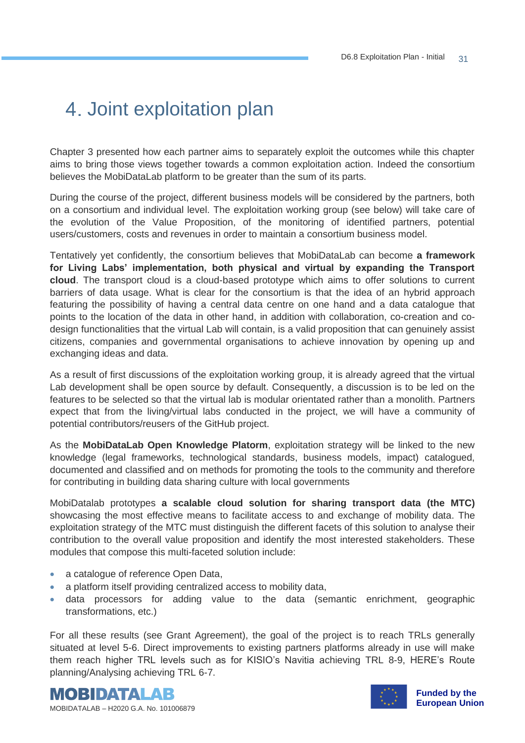# 4. Joint exploitation plan

Chapter 3 presented how each partner aims to separately exploit the outcomes while this chapter aims to bring those views together towards a common exploitation action. Indeed the consortium believes the MobiDataLab platform to be greater than the sum of its parts.

During the course of the project, different business models will be considered by the partners, both on a consortium and individual level. The exploitation working group (see below) will take care of the evolution of the Value Proposition, of the monitoring of identified partners, potential users/customers, costs and revenues in order to maintain a consortium business model.

Tentatively yet confidently, the consortium believes that MobiDataLab can become **a framework for Living Labs' implementation, both physical and virtual by expanding the Transport cloud**. The transport cloud is a cloud-based prototype which aims to offer solutions to current barriers of data usage. What is clear for the consortium is that the idea of an hybrid approach featuring the possibility of having a central data centre on one hand and a data catalogue that points to the location of the data in other hand, in addition with collaboration, co-creation and co-design functionalities that the virtual Lab will contain, is a valid proposition that can genuinely assist citizens, companies and governmental organisations to achieve innovation by opening up and exchanging ideas and data.

As a result of first discussions of the exploitation working group, it is already agreed that the virtual Lab development shall be open source by default. Consequently, a discussion is to be led on the features to be selected so that the virtual lab is modular orientated rather than a monolith. Partners expect that from the living/virtual labs conducted in the project, we will have a community of potential contributors/reusers of the GitHub project.

As the **MobiDataLab Open Knowledge Platorm**, exploitation strategy will be linked to the new knowledge (legal frameworks, technological standards, business models, impact) catalogued, documented and classified and on methods for promoting the tools to the community and therefore for contributing in building data sharing culture with local governments

MobiDatalab prototypes **a scalable cloud solution for sharing transport data (the MTC)** showcasing the most effective means to facilitate access to and exchange of mobility data. The exploitation strategy of the MTC must distinguish the different facets of this solution to analyse their contribution to the overall value proposition and identify the most interested stakeholders. These modules that compose this multi-faceted solution include:

- a catalogue of reference Open Data,
- a platform itself providing centralized access to mobility data,
- data processors for adding value to the data (semantic enrichment, geographic transformations, etc.)

For all these results (see Grant Agreement), the goal of the project is to reach TRLs generally situated at level 5-6. Direct improvements to existing partners platforms already in use will make them reach higher TRL levels such as for KISIO's Navitia achieving TRL 8-9, HERE's Route planning/Analysing achieving TRL 6-7.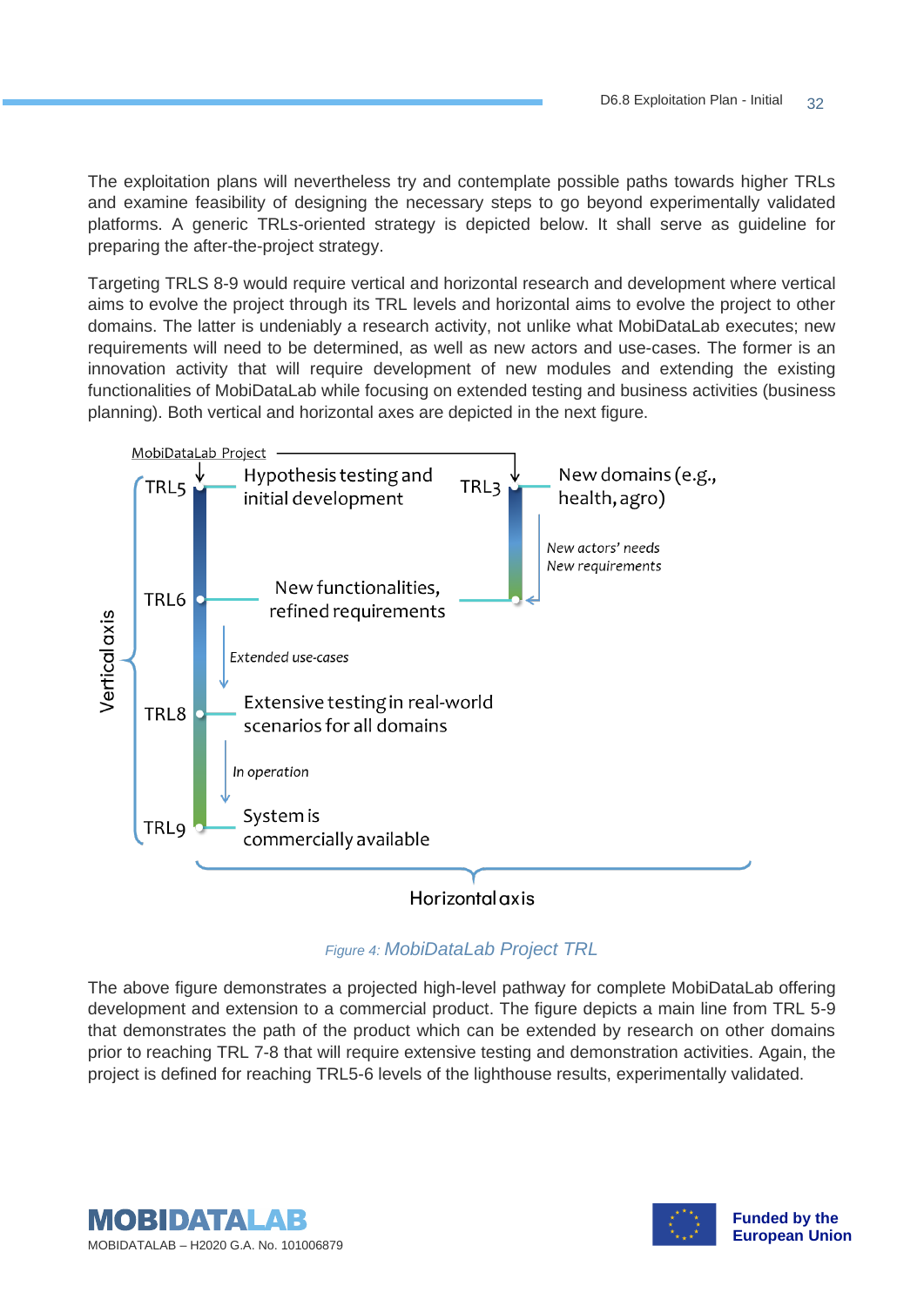The exploitation plans will nevertheless try and contemplate possible paths towards higher TRLs and examine feasibility of designing the necessary steps to go beyond experimentally validated platforms. A generic TRLs-oriented strategy is depicted below. It shall serve as guideline for preparing the after-the-project strategy.

Targeting TRLS 8-9 would require vertical and horizontal research and development where vertical aims to evolve the project through its TRL levels and horizontal aims to evolve the project to other domains. The latter is undeniably a research activity, not unlike what MobiDataLab executes; new requirements will need to be determined, as well as new actors and use-cases. The former is an innovation activity that will require development of new modules and extending the existing functionalities of MobiDataLab while focusing on extended testing and business activities (business planning). Both vertical and horizontal axes are depicted in the next figure.

MobiDataLab Project

TRL5 — Hypothesis testing and initial development

TRL3 — New domains (e.g., health, agro)

*New actors' needs*
*New requirements*

TRL6 — New functionalities, refined requirements

*Extended use-cases*

TRL8 — Extensive testing in real-world scenarios for all domains

*In operation*

TRL9 — System is commercially available

Vertical axis

Horizontal axis

*Figure 4: MobiDataLab Project TRL*

The above figure demonstrates a projected high-level pathway for complete MobiDataLab offering development and extension to a commercial product. The figure depicts a main line from TRL 5-9 that demonstrates the path of the product which can be extended by research on other domains prior to reaching TRL 7-8 that will require extensive testing and demonstration activities. Again, the project is defined for reaching TRL5-6 levels of the lighthouse results, experimentally validated.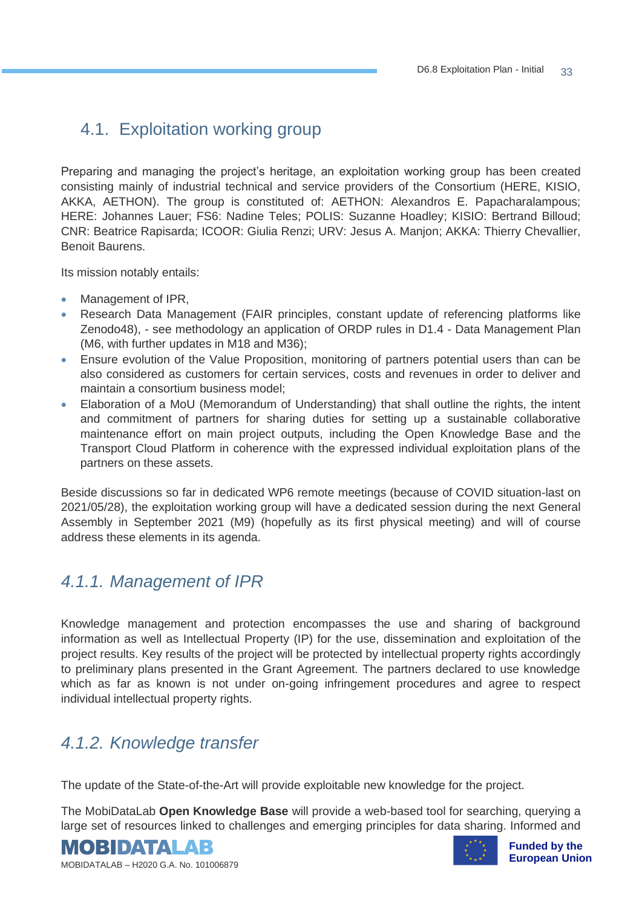## 4.1. Exploitation working group

Preparing and managing the project's heritage, an exploitation working group has been created consisting mainly of industrial technical and service providers of the Consortium (HERE, KISIO, AKKA, AETHON). The group is constituted of: AETHON: Alexandros E. Papacharalampous; HERE: Johannes Lauer; FS6: Nadine Teles; POLIS: Suzanne Hoadley; KISIO: Bertrand Billoud; CNR: Beatrice Rapisarda; ICOOR: Giulia Renzi; URV: Jesus A. Manjon; AKKA: Thierry Chevallier, Benoit Baurens.

Its mission notably entails:

- Management of IPR,
- Research Data Management (FAIR principles, constant update of referencing platforms like Zenodo48), - see methodology an application of ORDP rules in D1.4 - Data Management Plan (M6, with further updates in M18 and M36);
- Ensure evolution of the Value Proposition, monitoring of partners potential users than can be also considered as customers for certain services, costs and revenues in order to deliver and maintain a consortium business model;
- Elaboration of a MoU (Memorandum of Understanding) that shall outline the rights, the intent and commitment of partners for sharing duties for setting up a sustainable collaborative maintenance effort on main project outputs, including the Open Knowledge Base and the Transport Cloud Platform in coherence with the expressed individual exploitation plans of the partners on these assets.

Beside discussions so far in dedicated WP6 remote meetings (because of COVID situation-last on 2021/05/28), the exploitation working group will have a dedicated session during the next General Assembly in September 2021 (M9) (hopefully as its first physical meeting) and will of course address these elements in its agenda.

### *4.1.1. Management of IPR*

Knowledge management and protection encompasses the use and sharing of background information as well as Intellectual Property (IP) for the use, dissemination and exploitation of the project results. Key results of the project will be protected by intellectual property rights accordingly to preliminary plans presented in the Grant Agreement. The partners declared to use knowledge which as far as known is not under on-going infringement procedures and agree to respect individual intellectual property rights.

### *4.1.2. Knowledge transfer*

The update of the State-of-the-Art will provide exploitable new knowledge for the project.

The MobiDataLab **Open Knowledge Base** will provide a web-based tool for searching, querying a large set of resources linked to challenges and emerging principles for data sharing. Informed and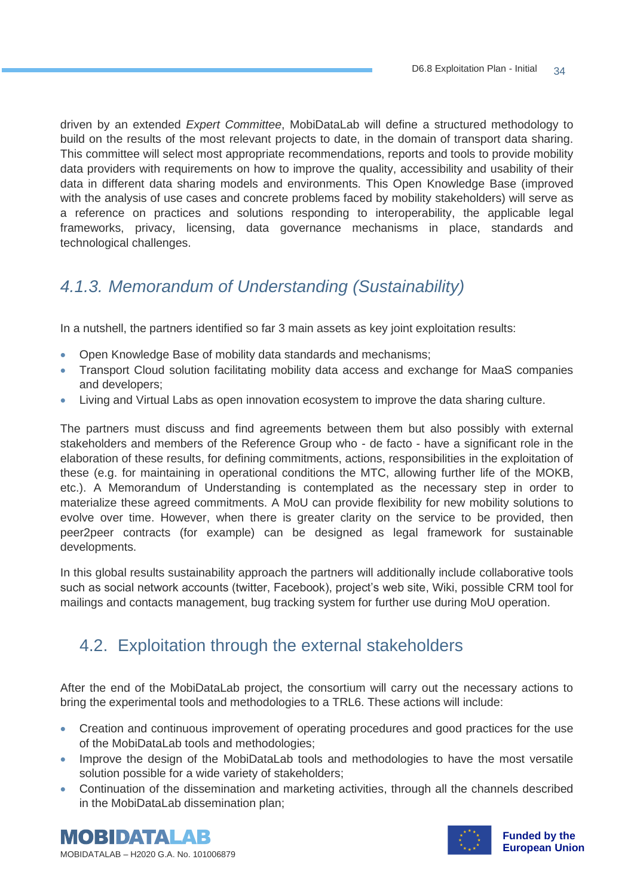driven by an extended *Expert Committee*, MobiDataLab will define a structured methodology to build on the results of the most relevant projects to date, in the domain of transport data sharing. This committee will select most appropriate recommendations, reports and tools to provide mobility data providers with requirements on how to improve the quality, accessibility and usability of their data in different data sharing models and environments. This Open Knowledge Base (improved with the analysis of use cases and concrete problems faced by mobility stakeholders) will serve as a reference on practices and solutions responding to interoperability, the applicable legal frameworks, privacy, licensing, data governance mechanisms in place, standards and technological challenges.

### *4.1.3. Memorandum of Understanding (Sustainability)*

In a nutshell, the partners identified so far 3 main assets as key joint exploitation results:

- Open Knowledge Base of mobility data standards and mechanisms;
- Transport Cloud solution facilitating mobility data access and exchange for MaaS companies and developers;
- Living and Virtual Labs as open innovation ecosystem to improve the data sharing culture.

The partners must discuss and find agreements between them but also possibly with external stakeholders and members of the Reference Group who - de facto - have a significant role in the elaboration of these results, for defining commitments, actions, responsibilities in the exploitation of these (e.g. for maintaining in operational conditions the MTC, allowing further life of the MOKB, etc.). A Memorandum of Understanding is contemplated as the necessary step in order to materialize these agreed commitments. A MoU can provide flexibility for new mobility solutions to evolve over time. However, when there is greater clarity on the service to be provided, then peer2peer contracts (for example) can be designed as legal framework for sustainable developments.

In this global results sustainability approach the partners will additionally include collaborative tools such as social network accounts (twitter, Facebook), project's web site, Wiki, possible CRM tool for mailings and contacts management, bug tracking system for further use during MoU operation.

## 4.2. Exploitation through the external stakeholders

After the end of the MobiDataLab project, the consortium will carry out the necessary actions to bring the experimental tools and methodologies to a TRL6. These actions will include:

- Creation and continuous improvement of operating procedures and good practices for the use of the MobiDataLab tools and methodologies;
- Improve the design of the MobiDataLab tools and methodologies to have the most versatile solution possible for a wide variety of stakeholders;
- Continuation of the dissemination and marketing activities, through all the channels described in the MobiDataLab dissemination plan;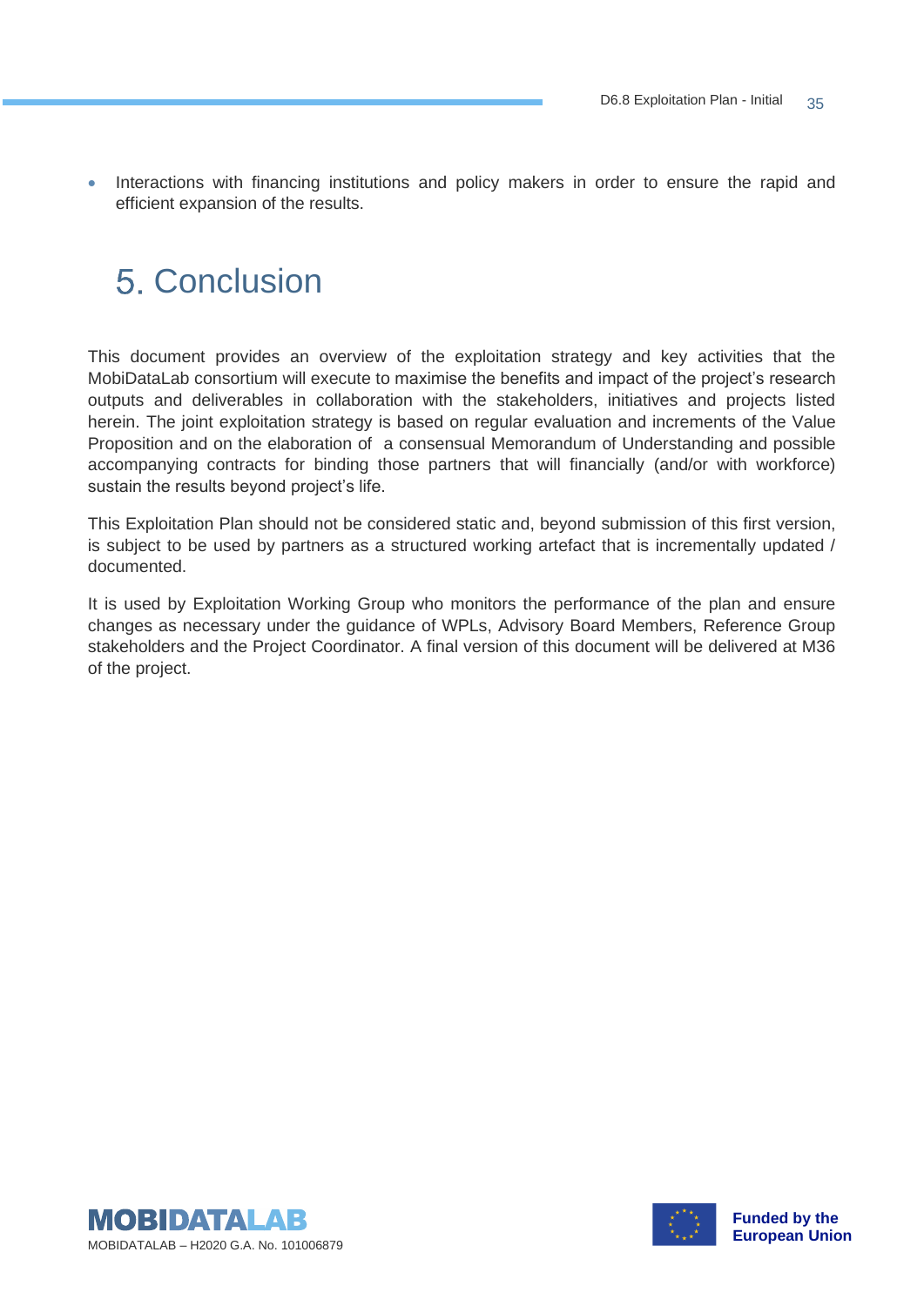- Interactions with financing institutions and policy makers in order to ensure the rapid and efficient expansion of the results.

# 5. Conclusion

This document provides an overview of the exploitation strategy and key activities that the MobiDataLab consortium will execute to maximise the benefits and impact of the project's research outputs and deliverables in collaboration with the stakeholders, initiatives and projects listed herein. The joint exploitation strategy is based on regular evaluation and increments of the Value Proposition and on the elaboration of a consensual Memorandum of Understanding and possible accompanying contracts for binding those partners that will financially (and/or with workforce) sustain the results beyond project's life.

This Exploitation Plan should not be considered static and, beyond submission of this first version, is subject to be used by partners as a structured working artefact that is incrementally updated / documented.

It is used by Exploitation Working Group who monitors the performance of the plan and ensure changes as necessary under the guidance of WPLs, Advisory Board Members, Reference Group stakeholders and the Project Coordinator. A final version of this document will be delivered at M36 of the project.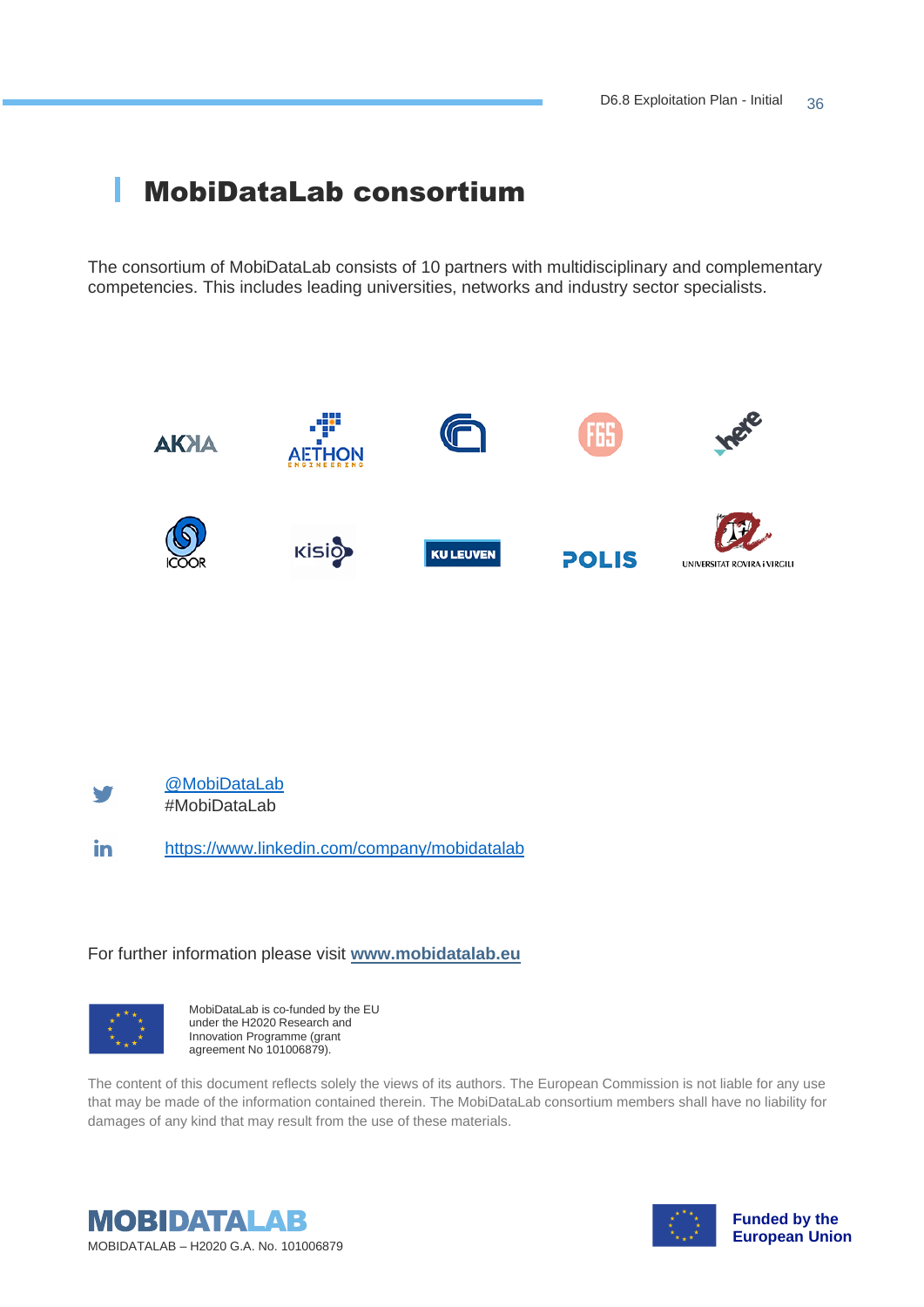# MobiDataLab consortium

The consortium of MobiDataLab consists of 10 partners with multidisciplinary and complementary competencies. This includes leading universities, networks and industry sector specialists.

AKKA

AETHON ENGINEERING

FGS

here

ICOOR

kisio

KU LEUVEN

POLIS

UNIVERSITAT ROVIRA i VIRGILI

@MobiDataLab
#MobiDataLab

https://www.linkedin.com/company/mobidatalab

For further information please visit **www.mobidatalab.eu**

MobiDataLab is co-funded by the EU under the H2020 Research and Innovation Programme (grant agreement No 101006879).

The content of this document reflects solely the views of its authors. The European Commission is not liable for any use that may be made of the information contained therein. The MobiDataLab consortium members shall have no liability for damages of any kind that may result from the use of these materials.

MOBIDATALAB

MOBIDATALAB – H2020 G.A. No. 101006879

**Funded by the European Union**